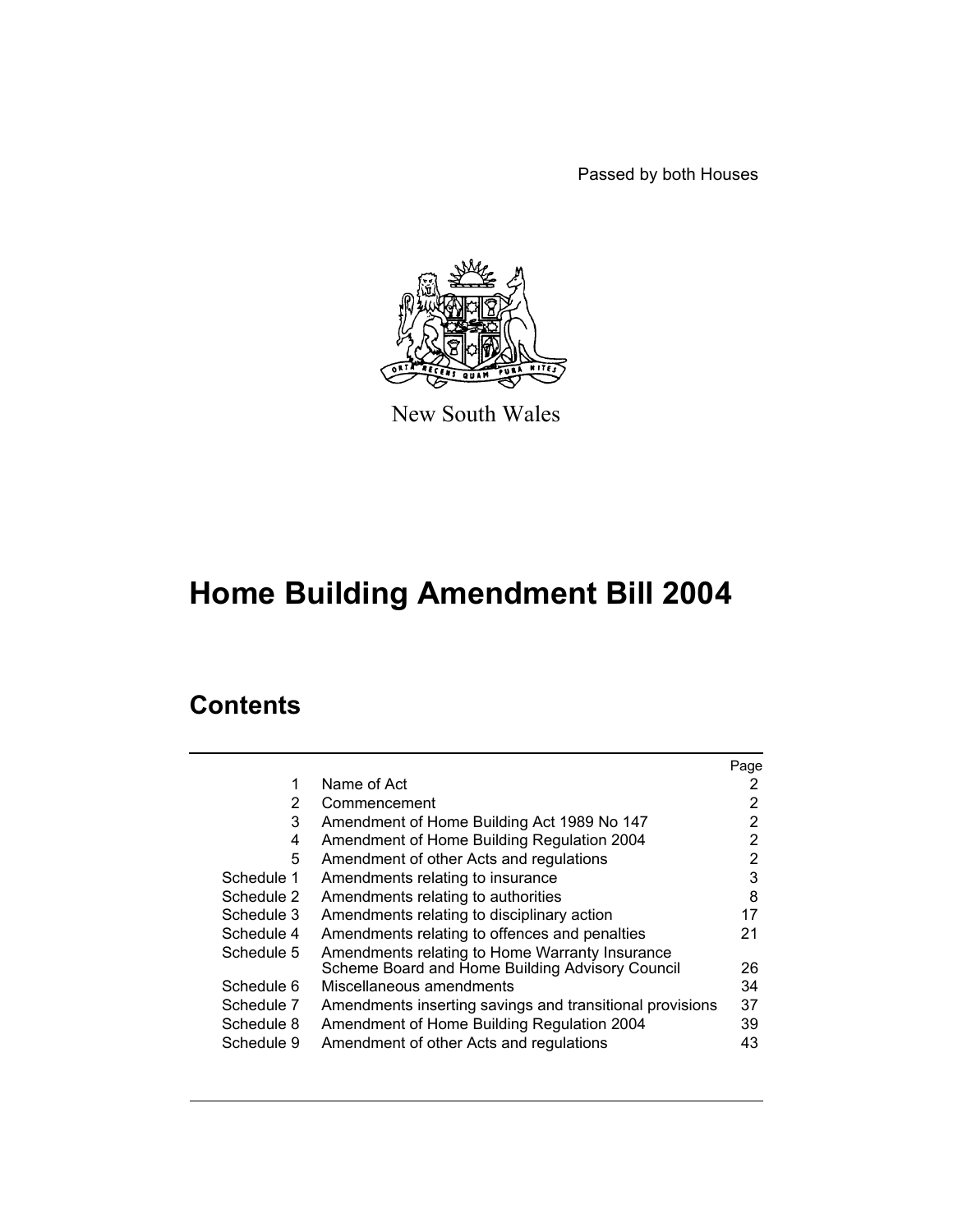Passed by both Houses

New South Wales

# Home Building Amendment Bill 2004

## Contents

| | | Page |
|---|---|---|
| 1 | Name of Act | 2 |
| 2 | Commencement | 2 |
| 3 | Amendment of Home Building Act 1989 No 147 | 2 |
| 4 | Amendment of Home Building Regulation 2004 | 2 |
| 5 | Amendment of other Acts and regulations | 2 |
| Schedule 1 | Amendments relating to insurance | 3 |
| Schedule 2 | Amendments relating to authorities | 8 |
| Schedule 3 | Amendments relating to disciplinary action | 17 |
| Schedule 4 | Amendments relating to offences and penalties | 21 |
| Schedule 5 | Amendments relating to Home Warranty Insurance Scheme Board and Home Building Advisory Council | 26 |
| Schedule 6 | Miscellaneous amendments | 34 |
| Schedule 7 | Amendments inserting savings and transitional provisions | 37 |
| Schedule 8 | Amendment of Home Building Regulation 2004 | 39 |
| Schedule 9 | Amendment of other Acts and regulations | 43 |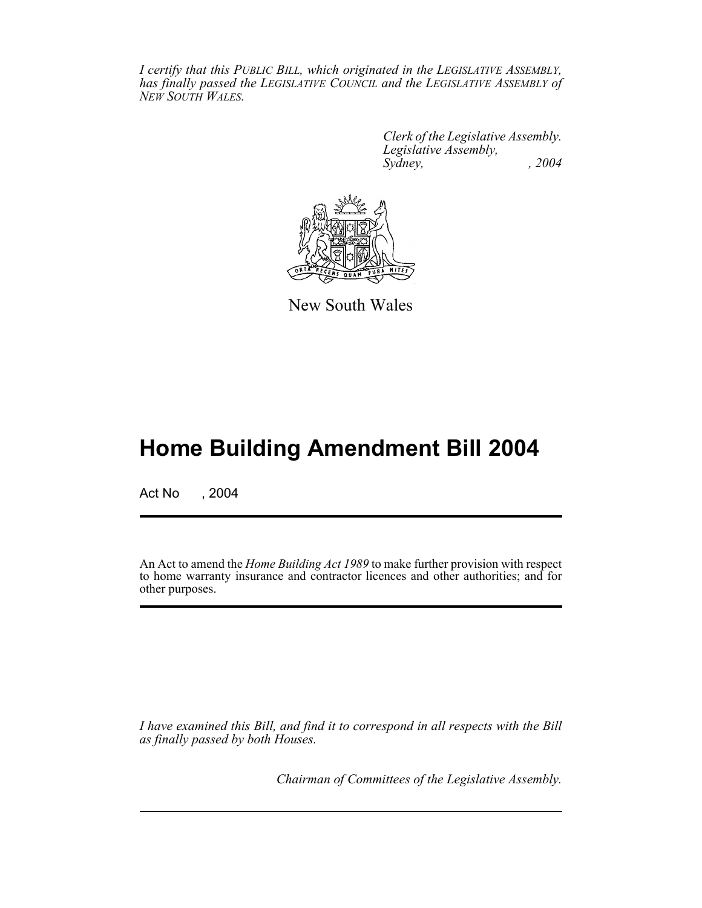*I certify that this PUBLIC BILL, which originated in the LEGISLATIVE ASSEMBLY, has finally passed the LEGISLATIVE COUNCIL and the LEGISLATIVE ASSEMBLY of NEW SOUTH WALES.*

*Clerk of the Legislative Assembly.*
*Legislative Assembly,*
*Sydney, , 2004*

New South Wales

# Home Building Amendment Bill 2004

Act No , 2004

An Act to amend the *Home Building Act 1989* to make further provision with respect to home warranty insurance and contractor licences and other authorities; and for other purposes.

*I have examined this Bill, and find it to correspond in all respects with the Bill as finally passed by both Houses.*

*Chairman of Committees of the Legislative Assembly.*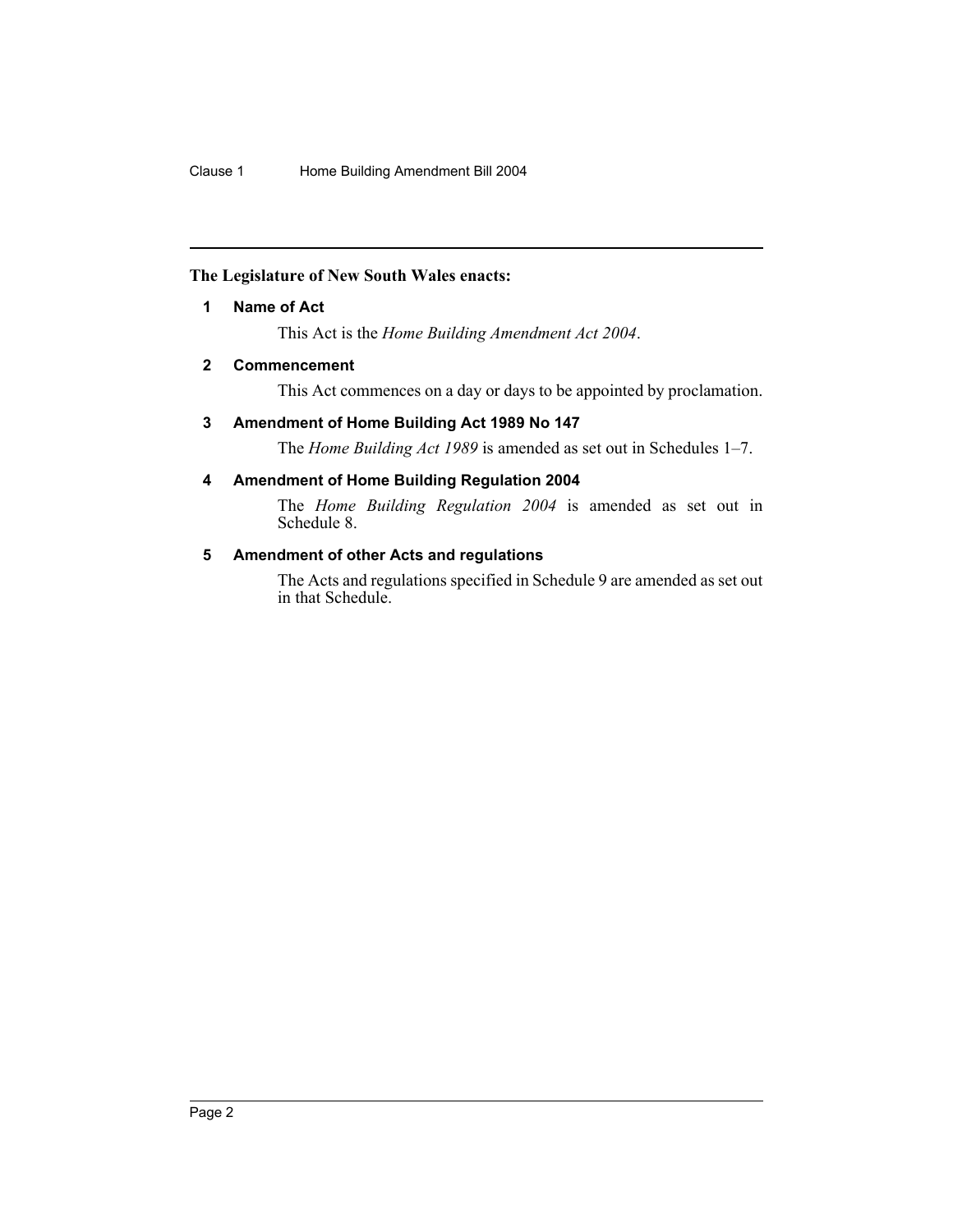**The Legislature of New South Wales enacts:**

## 1 Name of Act

This Act is the *Home Building Amendment Act 2004*.

## 2 Commencement

This Act commences on a day or days to be appointed by proclamation.

## 3 Amendment of Home Building Act 1989 No 147

The *Home Building Act 1989* is amended as set out in Schedules 1–7.

## 4 Amendment of Home Building Regulation 2004

The *Home Building Regulation 2004* is amended as set out in Schedule 8.

## 5 Amendment of other Acts and regulations

The Acts and regulations specified in Schedule 9 are amended as set out in that Schedule.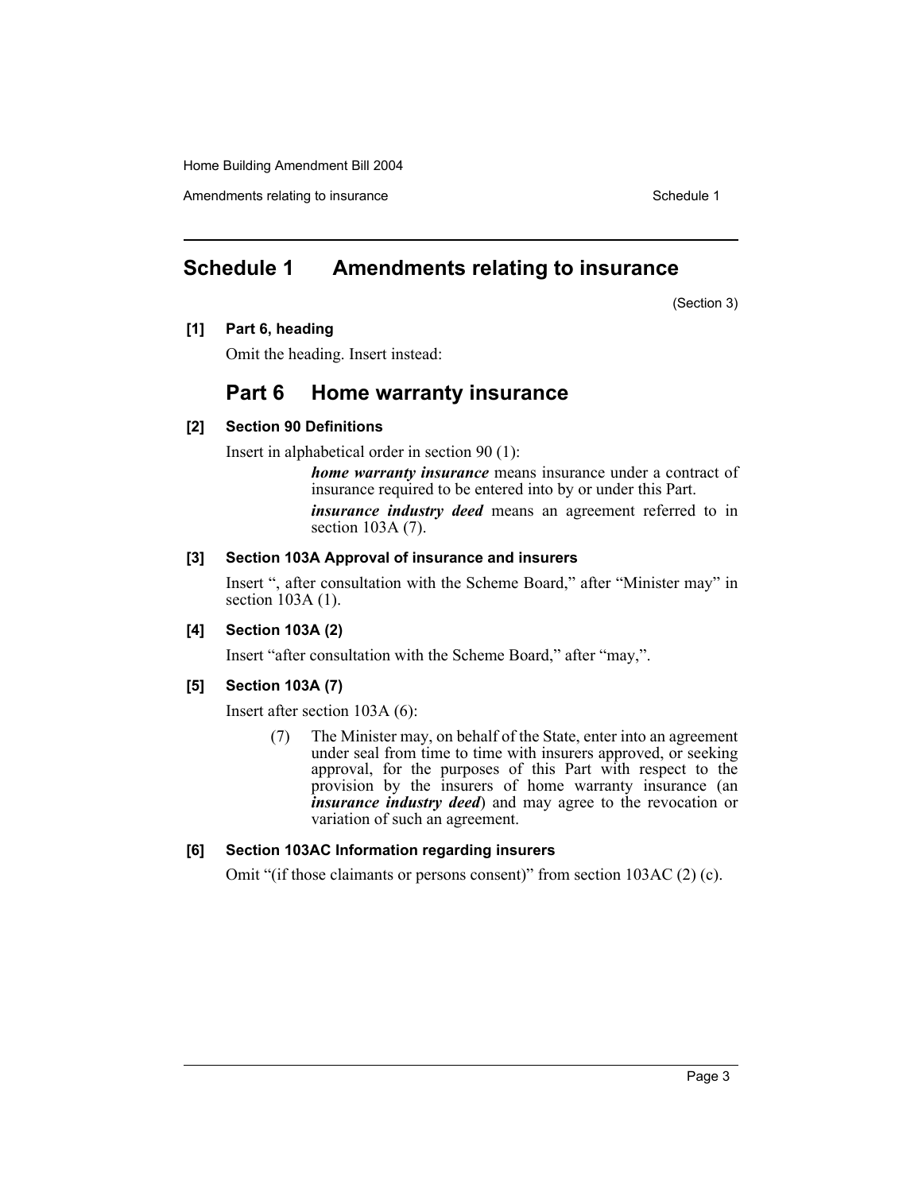# Schedule 1 Amendments relating to insurance

(Section 3)

**[1] Part 6, heading**

Omit the heading. Insert instead:

## Part 6 Home warranty insurance

**[2] Section 90 Definitions**

Insert in alphabetical order in section 90 (1):

> ***home warranty insurance*** means insurance under a contract of insurance required to be entered into by or under this Part.
>
> ***insurance industry deed*** means an agreement referred to in section 103A (7).

**[3] Section 103A Approval of insurance and insurers**

Insert ", after consultation with the Scheme Board," after "Minister may" in section 103A (1).

**[4] Section 103A (2)**

Insert "after consultation with the Scheme Board," after "may,".

**[5] Section 103A (7)**

Insert after section 103A (6):

> (7) The Minister may, on behalf of the State, enter into an agreement under seal from time to time with insurers approved, or seeking approval, for the purposes of this Part with respect to the provision by the insurers of home warranty insurance (an ***insurance industry deed***) and may agree to the revocation or variation of such an agreement.

**[6] Section 103AC Information regarding insurers**

Omit "(if those claimants or persons consent)" from section 103AC (2) (c).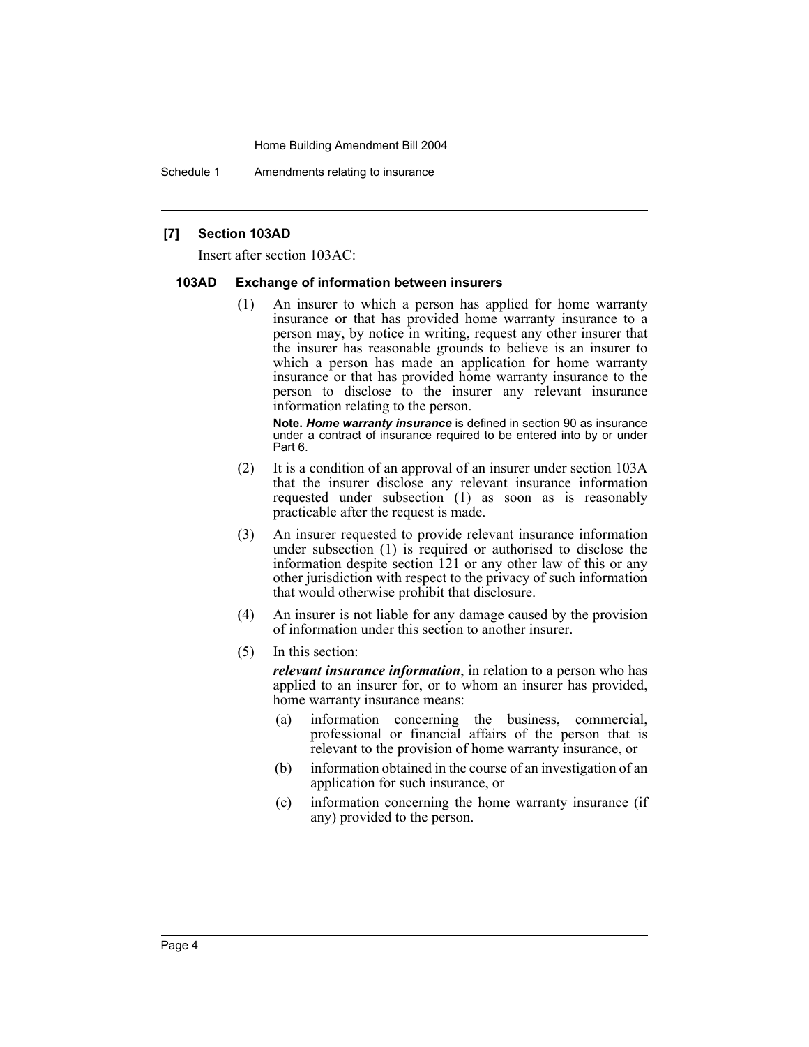## [7] Section 103AD

Insert after section 103AC:

### 103AD Exchange of information between insurers

(1) An insurer to which a person has applied for home warranty insurance or that has provided home warranty insurance to a person may, by notice in writing, request any other insurer that the insurer has reasonable grounds to believe is an insurer to which a person has made an application for home warranty insurance or that has provided home warranty insurance to the person to disclose to the insurer any relevant insurance information relating to the person.

**Note.** ***Home warranty insurance*** is defined in section 90 as insurance under a contract of insurance required to be entered into by or under Part 6.

(2) It is a condition of an approval of an insurer under section 103A that the insurer disclose any relevant insurance information requested under subsection (1) as soon as is reasonably practicable after the request is made.

(3) An insurer requested to provide relevant insurance information under subsection (1) is required or authorised to disclose the information despite section 121 or any other law of this or any other jurisdiction with respect to the privacy of such information that would otherwise prohibit that disclosure.

(4) An insurer is not liable for any damage caused by the provision of information under this section to another insurer.

(5) In this section:

***relevant insurance information***, in relation to a person who has applied to an insurer for, or to whom an insurer has provided, home warranty insurance means:

- (a) information concerning the business, commercial, professional or financial affairs of the person that is relevant to the provision of home warranty insurance, or
- (b) information obtained in the course of an investigation of an application for such insurance, or
- (c) information concerning the home warranty insurance (if any) provided to the person.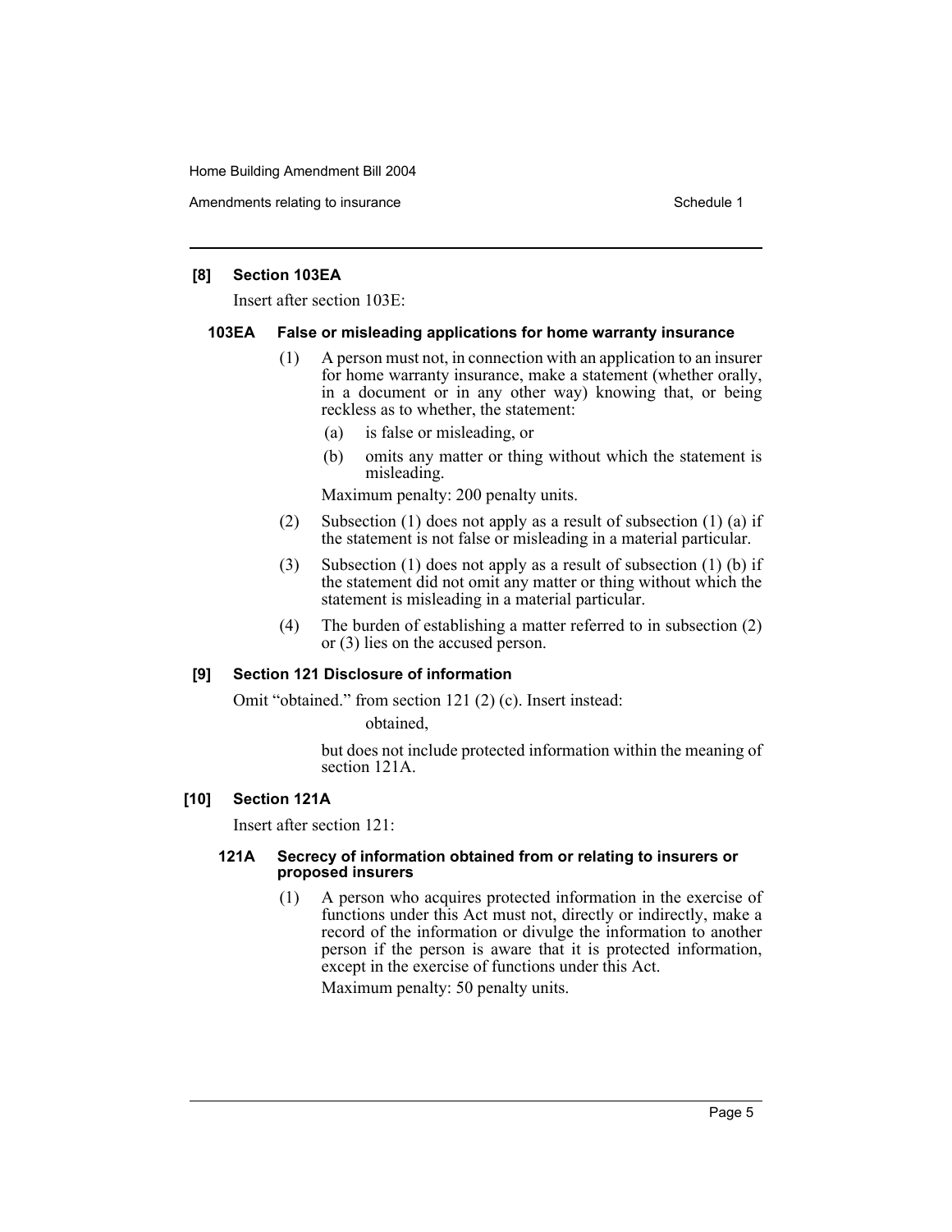### [8] Section 103EA

Insert after section 103E:

#### 103EA False or misleading applications for home warranty insurance

(1) A person must not, in connection with an application to an insurer for home warranty insurance, make a statement (whether orally, in a document or in any other way) knowing that, or being reckless as to whether, the statement:

- (a) is false or misleading, or
- (b) omits any matter or thing without which the statement is misleading.

Maximum penalty: 200 penalty units.

(2) Subsection (1) does not apply as a result of subsection (1) (a) if the statement is not false or misleading in a material particular.

(3) Subsection (1) does not apply as a result of subsection (1) (b) if the statement did not omit any matter or thing without which the statement is misleading in a material particular.

(4) The burden of establishing a matter referred to in subsection (2) or (3) lies on the accused person.

### [9] Section 121 Disclosure of information

Omit "obtained." from section 121 (2) (c). Insert instead:

obtained,

but does not include protected information within the meaning of section 121A.

### [10] Section 121A

Insert after section 121:

#### 121A Secrecy of information obtained from or relating to insurers or proposed insurers

(1) A person who acquires protected information in the exercise of functions under this Act must not, directly or indirectly, make a record of the information or divulge the information to another person if the person is aware that it is protected information, except in the exercise of functions under this Act.

Maximum penalty: 50 penalty units.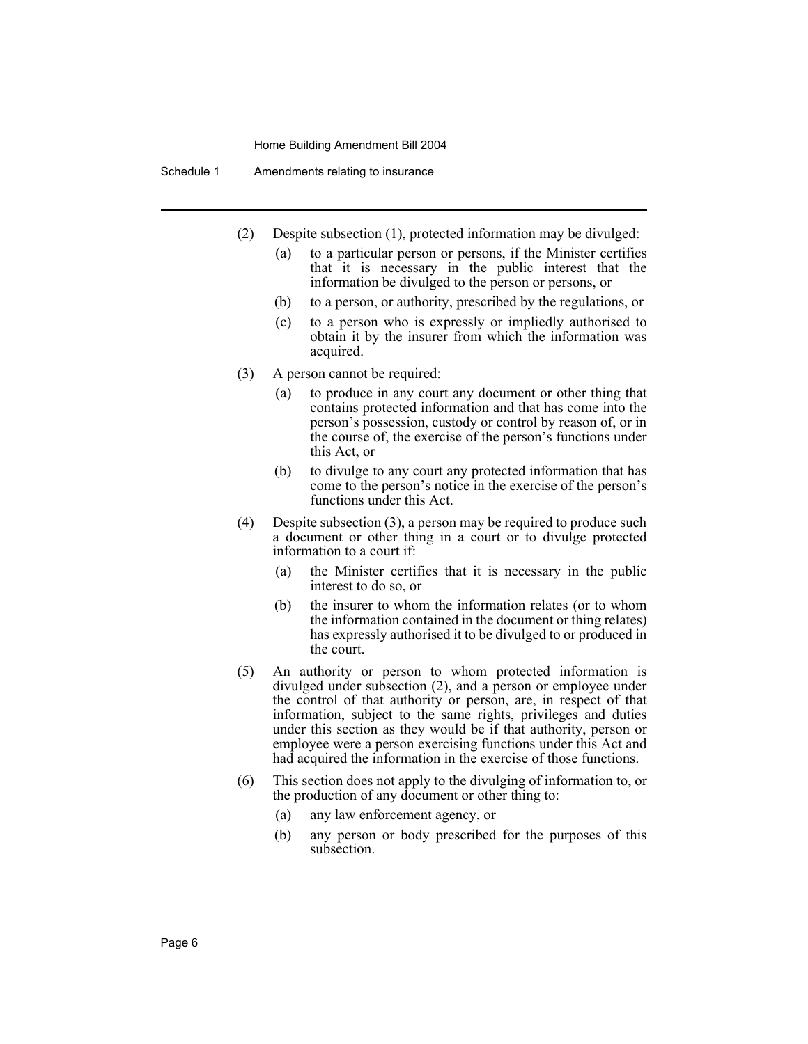(2) Despite subsection (1), protected information may be divulged:

(a) to a particular person or persons, if the Minister certifies that it is necessary in the public interest that the information be divulged to the person or persons, or

(b) to a person, or authority, prescribed by the regulations, or

(c) to a person who is expressly or impliedly authorised to obtain it by the insurer from which the information was acquired.

(3) A person cannot be required:

(a) to produce in any court any document or other thing that contains protected information and that has come into the person's possession, custody or control by reason of, or in the course of, the exercise of the person's functions under this Act, or

(b) to divulge to any court any protected information that has come to the person's notice in the exercise of the person's functions under this Act.

(4) Despite subsection (3), a person may be required to produce such a document or other thing in a court or to divulge protected information to a court if:

(a) the Minister certifies that it is necessary in the public interest to do so, or

(b) the insurer to whom the information relates (or to whom the information contained in the document or thing relates) has expressly authorised it to be divulged to or produced in the court.

(5) An authority or person to whom protected information is divulged under subsection (2), and a person or employee under the control of that authority or person, are, in respect of that information, subject to the same rights, privileges and duties under this section as they would be if that authority, person or employee were a person exercising functions under this Act and had acquired the information in the exercise of those functions.

(6) This section does not apply to the divulging of information to, or the production of any document or other thing to:

(a) any law enforcement agency, or

(b) any person or body prescribed for the purposes of this subsection.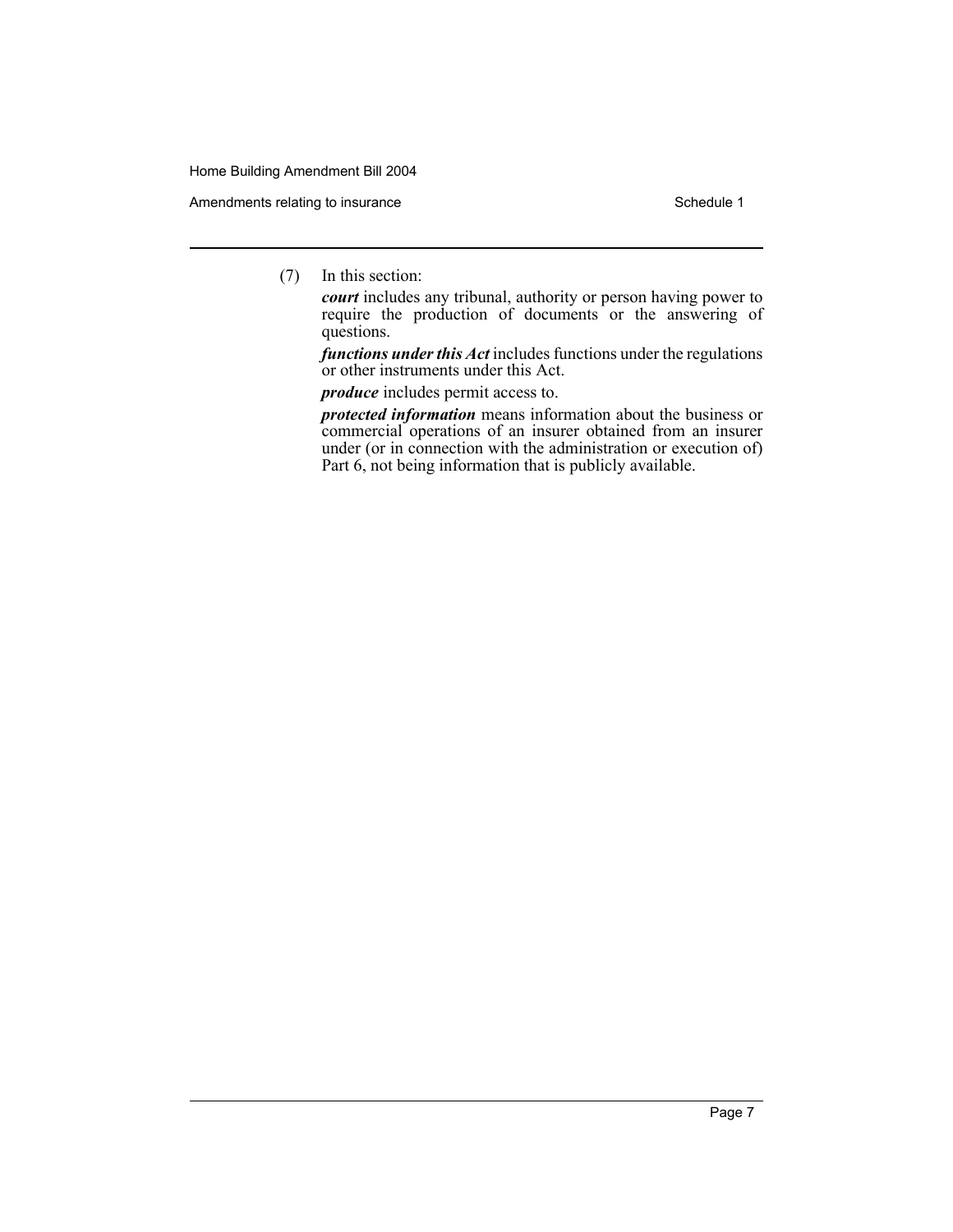(7) In this section:

***court*** includes any tribunal, authority or person having power to require the production of documents or the answering of questions.

***functions under this Act*** includes functions under the regulations or other instruments under this Act.

***produce*** includes permit access to.

***protected information*** means information about the business or commercial operations of an insurer obtained from an insurer under (or in connection with the administration or execution of) Part 6, not being information that is publicly available.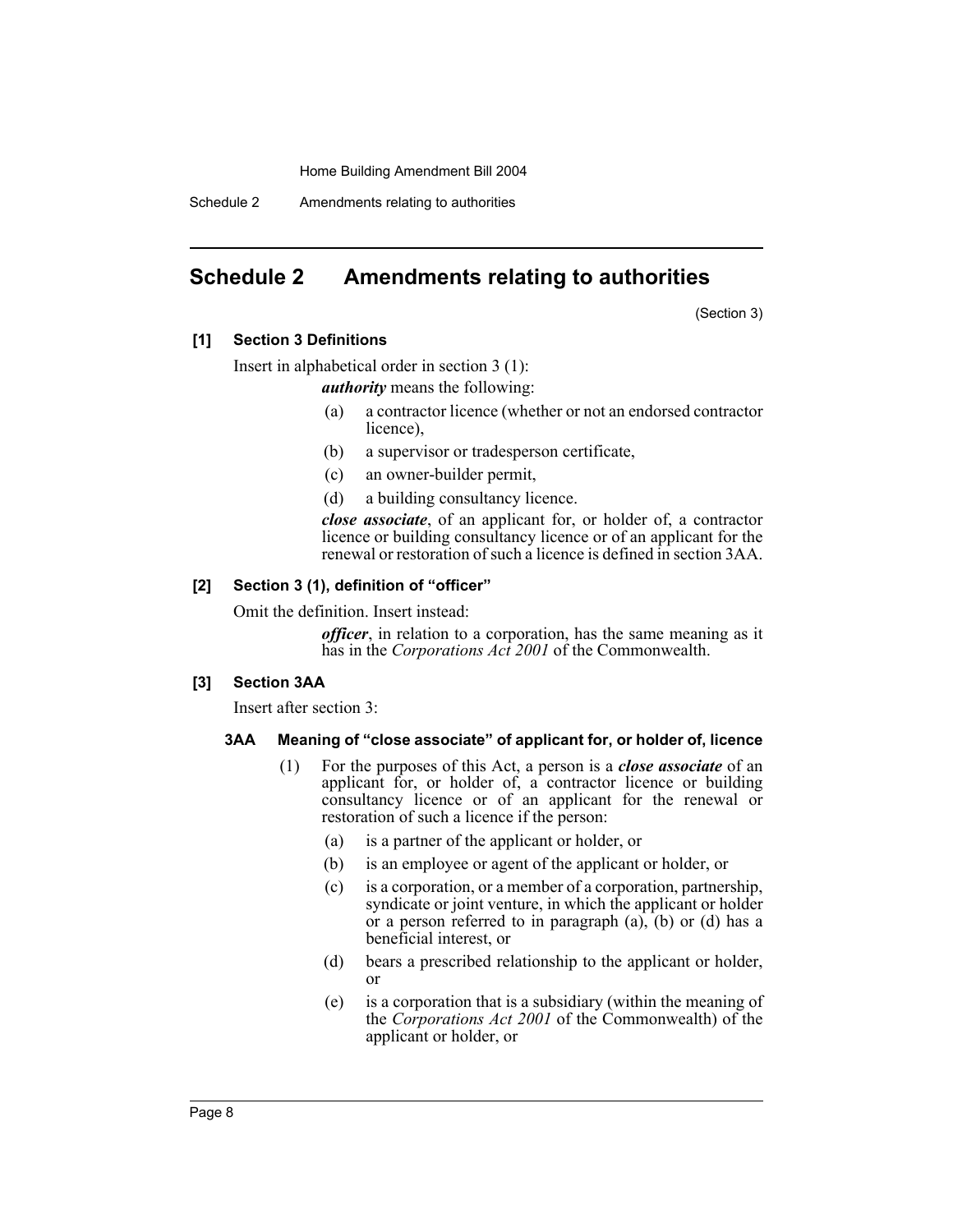# Schedule 2 Amendments relating to authorities

(Section 3)

**[1] Section 3 Definitions**

Insert in alphabetical order in section 3 (1):

***authority*** means the following:

(a) a contractor licence (whether or not an endorsed contractor licence),

(b) a supervisor or tradesperson certificate,

(c) an owner-builder permit,

(d) a building consultancy licence.

***close associate***, of an applicant for, or holder of, a contractor licence or building consultancy licence or of an applicant for the renewal or restoration of such a licence is defined in section 3AA.

**[2] Section 3 (1), definition of "officer"**

Omit the definition. Insert instead:

***officer***, in relation to a corporation, has the same meaning as it has in the *Corporations Act 2001* of the Commonwealth.

**[3] Section 3AA**

Insert after section 3:

**3AA Meaning of "close associate" of applicant for, or holder of, licence**

(1) For the purposes of this Act, a person is a ***close associate*** of an applicant for, or holder of, a contractor licence or building consultancy licence or of an applicant for the renewal or restoration of such a licence if the person:

(a) is a partner of the applicant or holder, or

(b) is an employee or agent of the applicant or holder, or

(c) is a corporation, or a member of a corporation, partnership, syndicate or joint venture, in which the applicant or holder or a person referred to in paragraph (a), (b) or (d) has a beneficial interest, or

(d) bears a prescribed relationship to the applicant or holder, or

(e) is a corporation that is a subsidiary (within the meaning of the *Corporations Act 2001* of the Commonwealth) of the applicant or holder, or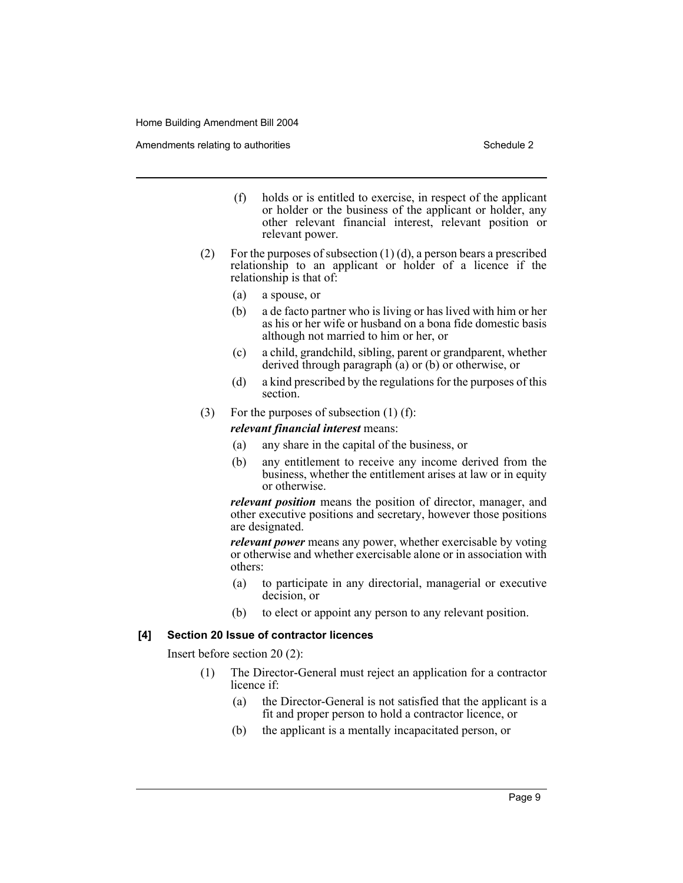(f) holds or is entitled to exercise, in respect of the applicant or holder or the business of the applicant or holder, any other relevant financial interest, relevant position or relevant power.

(2) For the purposes of subsection (1) (d), a person bears a prescribed relationship to an applicant or holder of a licence if the relationship is that of:

(a) a spouse, or

(b) a de facto partner who is living or has lived with him or her as his or her wife or husband on a bona fide domestic basis although not married to him or her, or

(c) a child, grandchild, sibling, parent or grandparent, whether derived through paragraph (a) or (b) or otherwise, or

(d) a kind prescribed by the regulations for the purposes of this section.

(3) For the purposes of subsection (1) (f):

***relevant financial interest*** means:

(a) any share in the capital of the business, or

(b) any entitlement to receive any income derived from the business, whether the entitlement arises at law or in equity or otherwise.

***relevant position*** means the position of director, manager, and other executive positions and secretary, however those positions are designated.

***relevant power*** means any power, whether exercisable by voting or otherwise and whether exercisable alone or in association with others:

(a) to participate in any directorial, managerial or executive decision, or

(b) to elect or appoint any person to any relevant position.

#### [4] Section 20 Issue of contractor licences

Insert before section 20 (2):

(1) The Director-General must reject an application for a contractor licence if:

(a) the Director-General is not satisfied that the applicant is a fit and proper person to hold a contractor licence, or

(b) the applicant is a mentally incapacitated person, or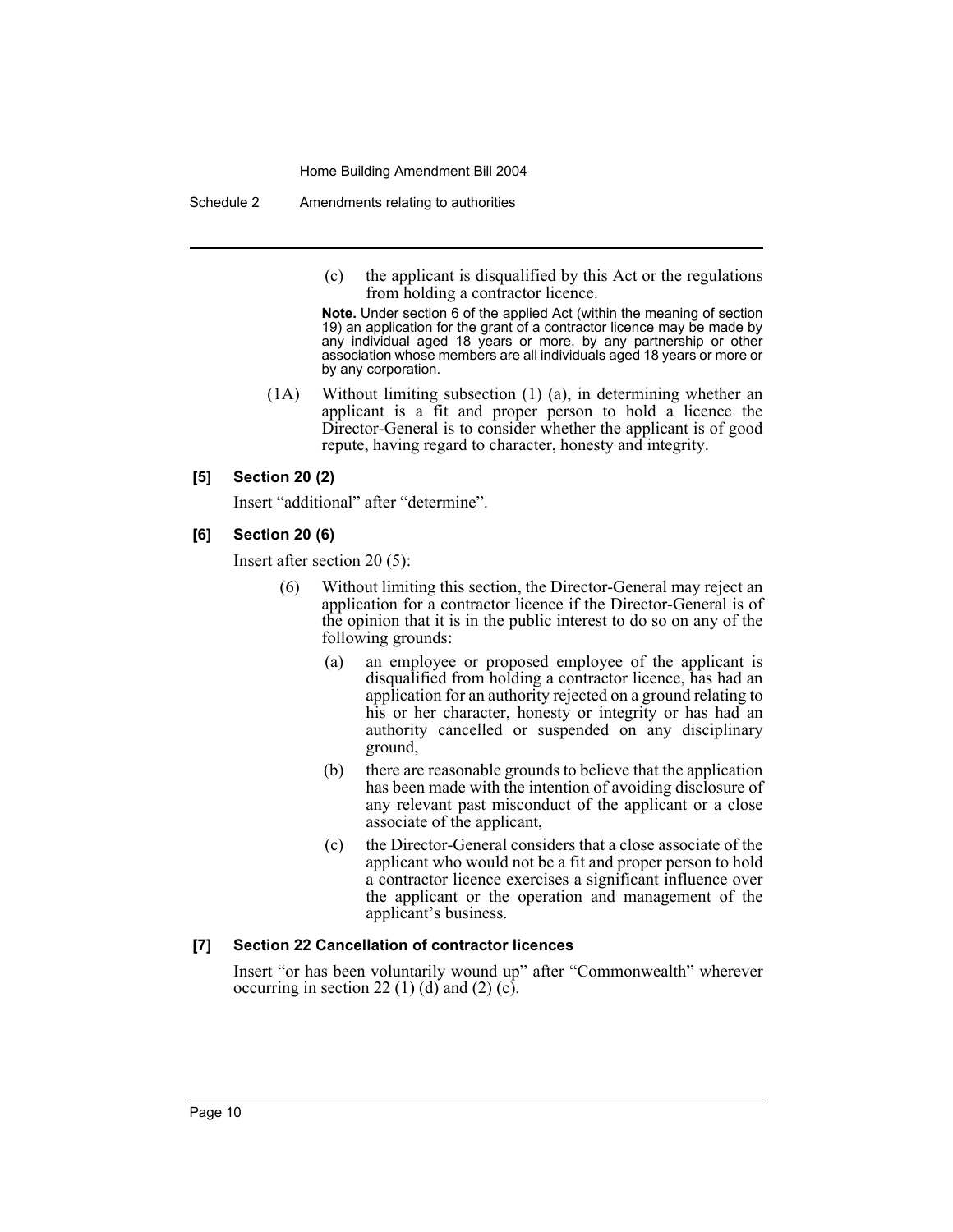(c) the applicant is disqualified by this Act or the regulations from holding a contractor licence.

**Note.** Under section 6 of the applied Act (within the meaning of section 19) an application for the grant of a contractor licence may be made by any individual aged 18 years or more, by any partnership or other association whose members are all individuals aged 18 years or more or by any corporation.

(1A) Without limiting subsection (1) (a), in determining whether an applicant is a fit and proper person to hold a licence the Director-General is to consider whether the applicant is of good repute, having regard to character, honesty and integrity.

### [5] Section 20 (2)

Insert "additional" after "determine".

### [6] Section 20 (6)

Insert after section 20 (5):

(6) Without limiting this section, the Director-General may reject an application for a contractor licence if the Director-General is of the opinion that it is in the public interest to do so on any of the following grounds:

(a) an employee or proposed employee of the applicant is disqualified from holding a contractor licence, has had an application for an authority rejected on a ground relating to his or her character, honesty or integrity or has had an authority cancelled or suspended on any disciplinary ground,

(b) there are reasonable grounds to believe that the application has been made with the intention of avoiding disclosure of any relevant past misconduct of the applicant or a close associate of the applicant,

(c) the Director-General considers that a close associate of the applicant who would not be a fit and proper person to hold a contractor licence exercises a significant influence over the applicant or the operation and management of the applicant's business.

### [7] Section 22 Cancellation of contractor licences

Insert "or has been voluntarily wound up" after "Commonwealth" wherever occurring in section 22 (1) (d) and (2) (c).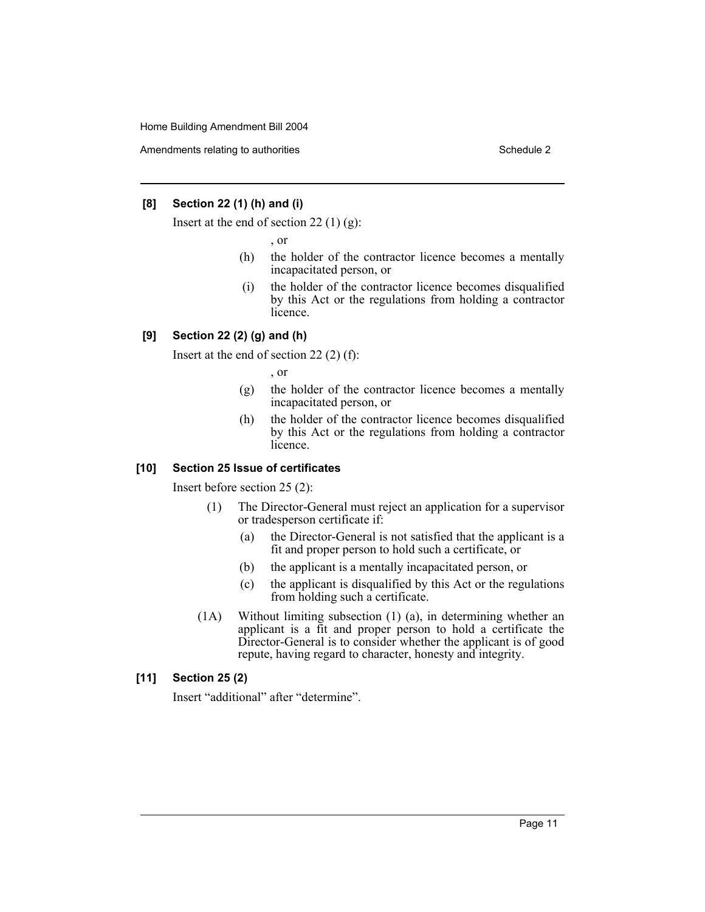**[8] Section 22 (1) (h) and (i)**

Insert at the end of section 22 (1) (g):

, or

- (h) the holder of the contractor licence becomes a mentally incapacitated person, or
- (i) the holder of the contractor licence becomes disqualified by this Act or the regulations from holding a contractor licence.

**[9] Section 22 (2) (g) and (h)**

Insert at the end of section 22 (2) (f):

, or

- (g) the holder of the contractor licence becomes a mentally incapacitated person, or
- (h) the holder of the contractor licence becomes disqualified by this Act or the regulations from holding a contractor licence.

**[10] Section 25 Issue of certificates**

Insert before section 25 (2):

(1) The Director-General must reject an application for a supervisor or tradesperson certificate if:

- (a) the Director-General is not satisfied that the applicant is a fit and proper person to hold such a certificate, or
- (b) the applicant is a mentally incapacitated person, or
- (c) the applicant is disqualified by this Act or the regulations from holding such a certificate.

(1A) Without limiting subsection (1) (a), in determining whether an applicant is a fit and proper person to hold a certificate the Director-General is to consider whether the applicant is of good repute, having regard to character, honesty and integrity.

**[11] Section 25 (2)**

Insert "additional" after "determine".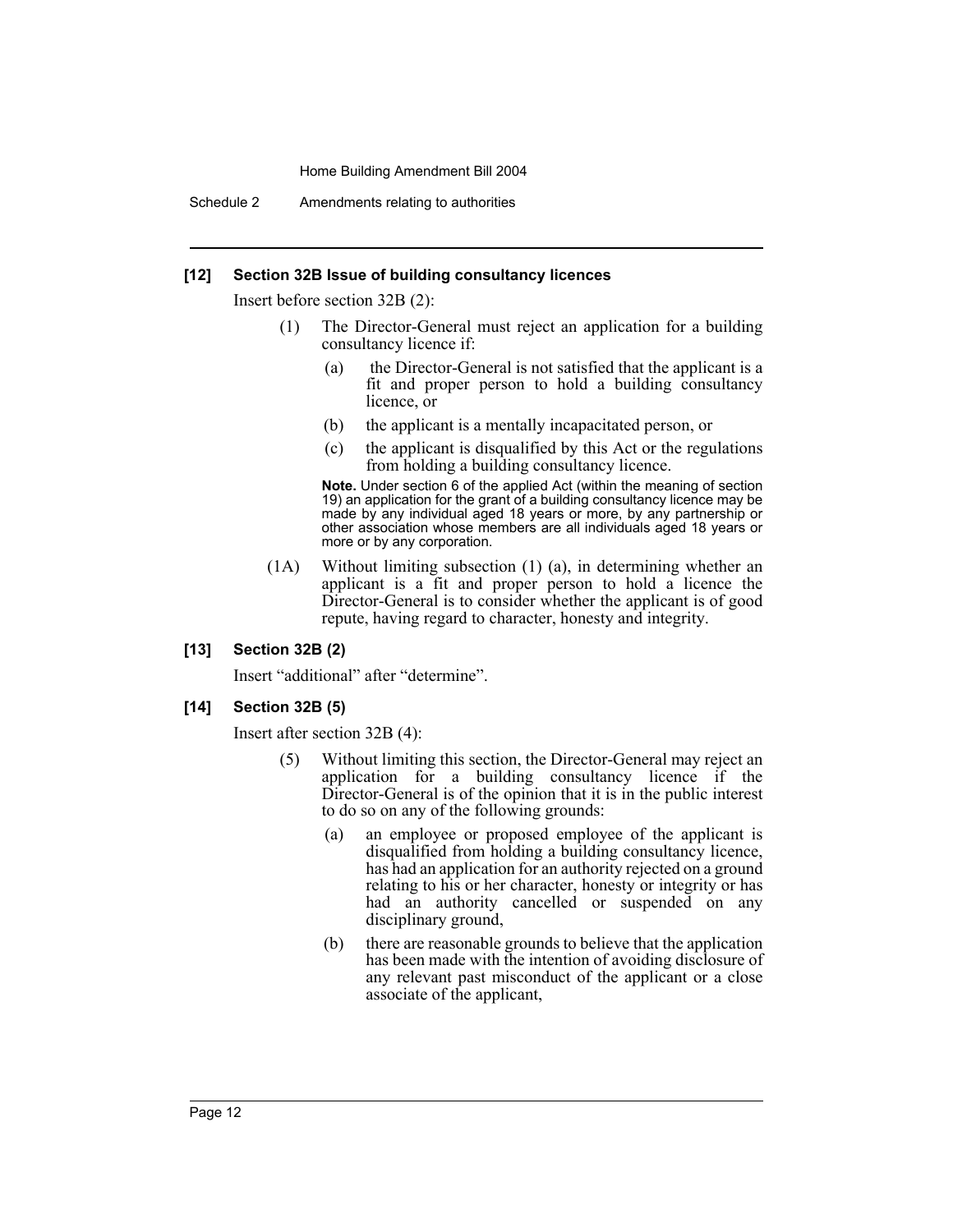**[12] Section 32B Issue of building consultancy licences**

Insert before section 32B (2):

(1) The Director-General must reject an application for a building consultancy licence if:

(a) the Director-General is not satisfied that the applicant is a fit and proper person to hold a building consultancy licence, or

(b) the applicant is a mentally incapacitated person, or

(c) the applicant is disqualified by this Act or the regulations from holding a building consultancy licence.

**Note.** Under section 6 of the applied Act (within the meaning of section 19) an application for the grant of a building consultancy licence may be made by any individual aged 18 years or more, by any partnership or other association whose members are all individuals aged 18 years or more or by any corporation.

(1A) Without limiting subsection (1) (a), in determining whether an applicant is a fit and proper person to hold a licence the Director-General is to consider whether the applicant is of good repute, having regard to character, honesty and integrity.

**[13] Section 32B (2)**

Insert "additional" after "determine".

**[14] Section 32B (5)**

Insert after section 32B (4):

(5) Without limiting this section, the Director-General may reject an application for a building consultancy licence if the Director-General is of the opinion that it is in the public interest to do so on any of the following grounds:

(a) an employee or proposed employee of the applicant is disqualified from holding a building consultancy licence, has had an application for an authority rejected on a ground relating to his or her character, honesty or integrity or has had an authority cancelled or suspended on any disciplinary ground,

(b) there are reasonable grounds to believe that the application has been made with the intention of avoiding disclosure of any relevant past misconduct of the applicant or a close associate of the applicant,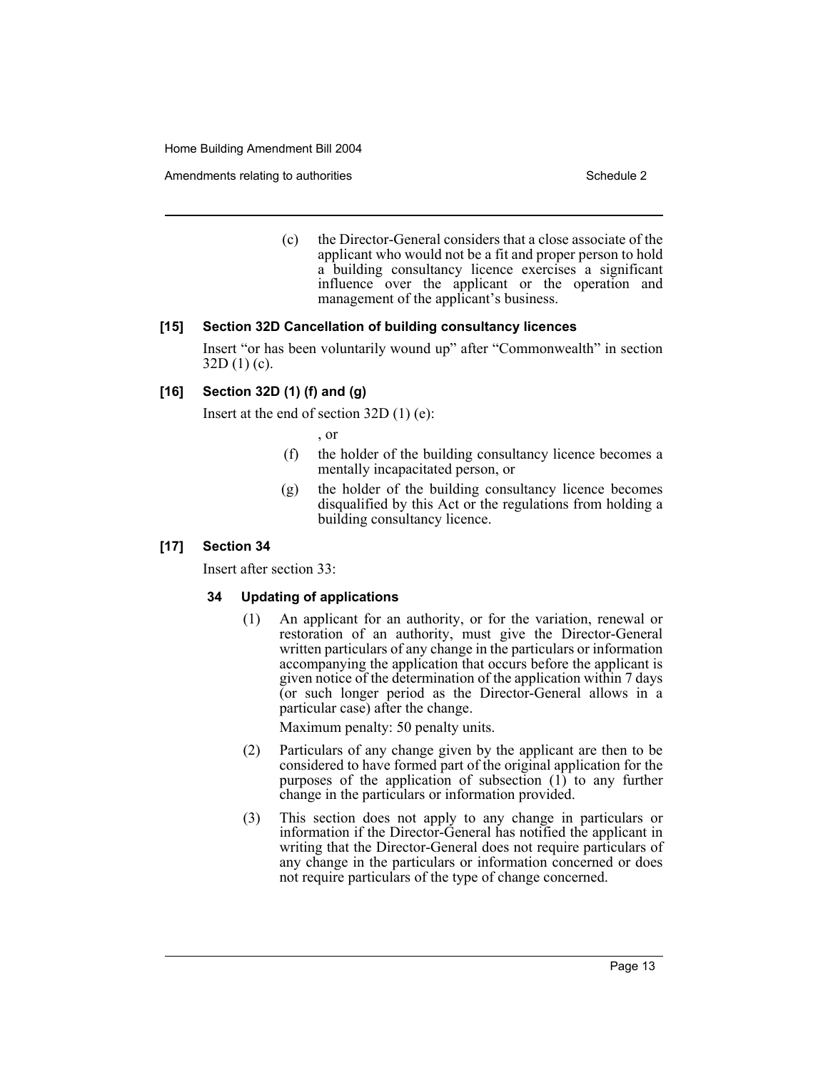(c) the Director-General considers that a close associate of the applicant who would not be a fit and proper person to hold a building consultancy licence exercises a significant influence over the applicant or the operation and management of the applicant's business.

### [15] Section 32D Cancellation of building consultancy licences

Insert "or has been voluntarily wound up" after "Commonwealth" in section 32D (1) (c).

### [16] Section 32D (1) (f) and (g)

Insert at the end of section 32D (1) (e):

, or

(f) the holder of the building consultancy licence becomes a mentally incapacitated person, or

(g) the holder of the building consultancy licence becomes disqualified by this Act or the regulations from holding a building consultancy licence.

### [17] Section 34

Insert after section 33:

#### 34 Updating of applications

(1) An applicant for an authority, or for the variation, renewal or restoration of an authority, must give the Director-General written particulars of any change in the particulars or information accompanying the application that occurs before the applicant is given notice of the determination of the application within 7 days (or such longer period as the Director-General allows in a particular case) after the change.

Maximum penalty: 50 penalty units.

(2) Particulars of any change given by the applicant are then to be considered to have formed part of the original application for the purposes of the application of subsection (1) to any further change in the particulars or information provided.

(3) This section does not apply to any change in particulars or information if the Director-General has notified the applicant in writing that the Director-General does not require particulars of any change in the particulars or information concerned or does not require particulars of the type of change concerned.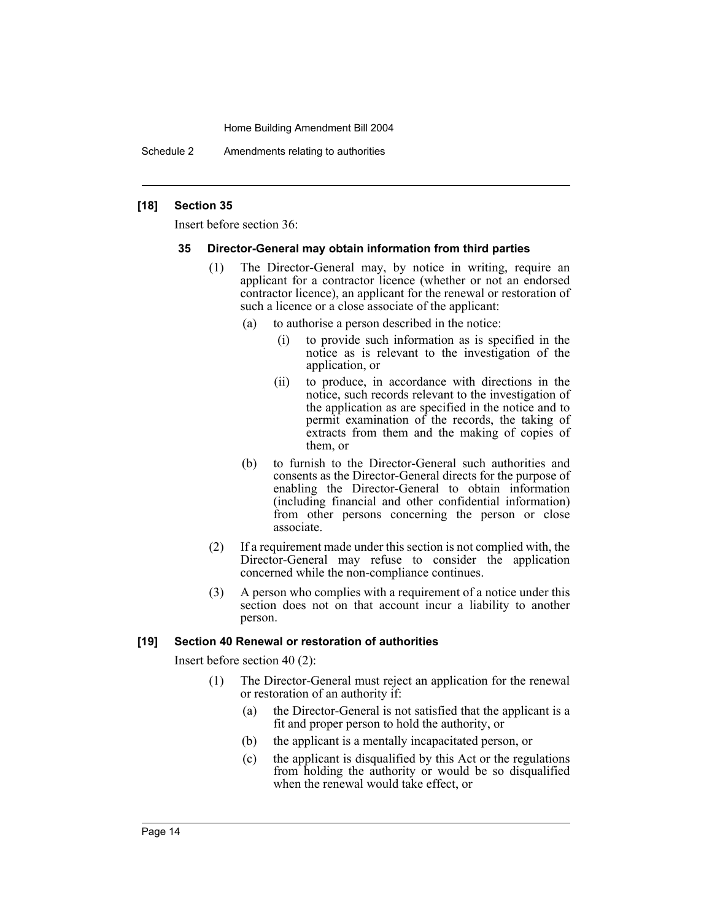### [18] Section 35

Insert before section 36:

#### 35 Director-General may obtain information from third parties

(1) The Director-General may, by notice in writing, require an applicant for a contractor licence (whether or not an endorsed contractor licence), an applicant for the renewal or restoration of such a licence or a close associate of the applicant:

- (a) to authorise a person described in the notice:
  - (i) to provide such information as is specified in the notice as is relevant to the investigation of the application, or
  - (ii) to produce, in accordance with directions in the notice, such records relevant to the investigation of the application as are specified in the notice and to permit examination of the records, the taking of extracts from them and the making of copies of them, or
- (b) to furnish to the Director-General such authorities and consents as the Director-General directs for the purpose of enabling the Director-General to obtain information (including financial and other confidential information) from other persons concerning the person or close associate.

(2) If a requirement made under this section is not complied with, the Director-General may refuse to consider the application concerned while the non-compliance continues.

(3) A person who complies with a requirement of a notice under this section does not on that account incur a liability to another person.

### [19] Section 40 Renewal or restoration of authorities

Insert before section 40 (2):

(1) The Director-General must reject an application for the renewal or restoration of an authority if:

- (a) the Director-General is not satisfied that the applicant is a fit and proper person to hold the authority, or
- (b) the applicant is a mentally incapacitated person, or
- (c) the applicant is disqualified by this Act or the regulations from holding the authority or would be so disqualified when the renewal would take effect, or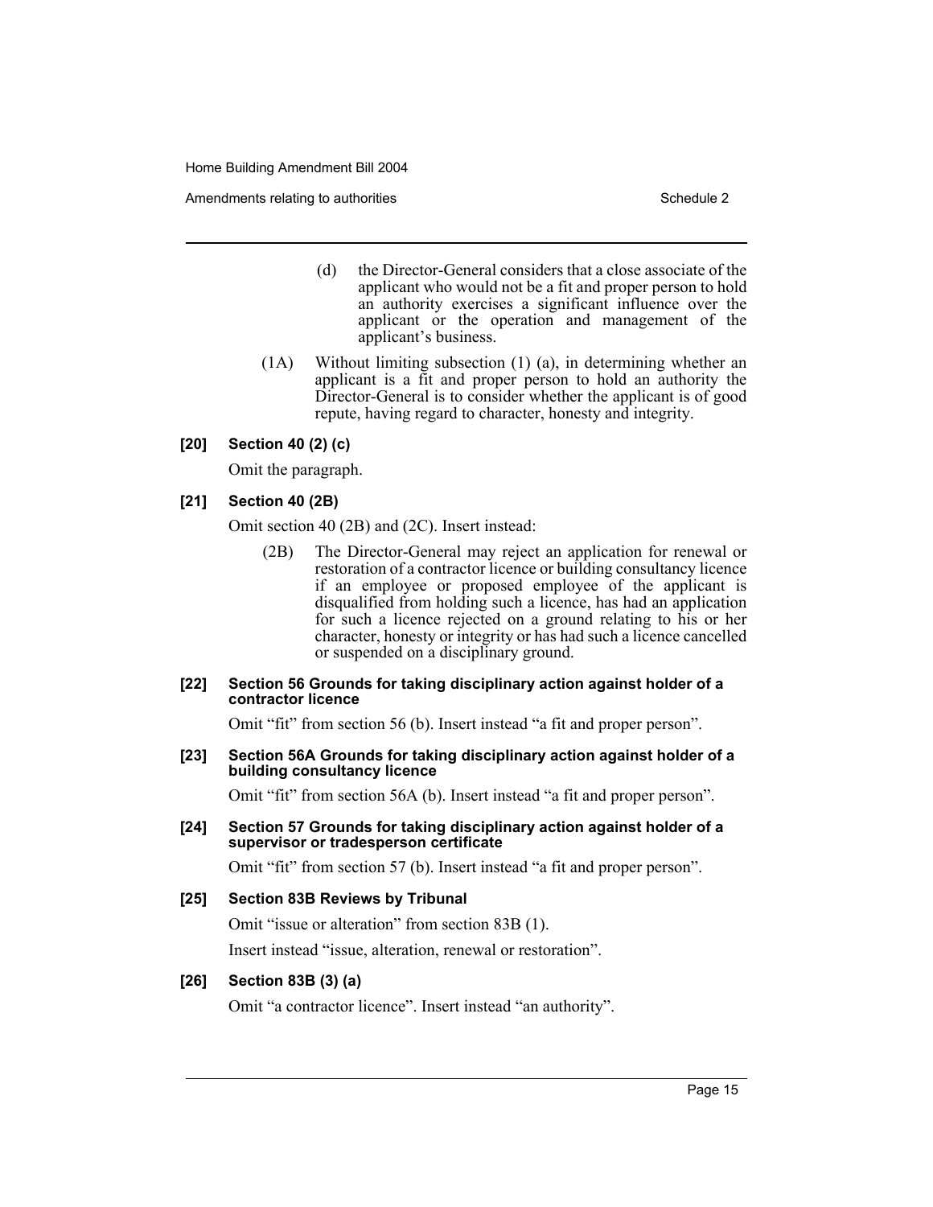(d) the Director-General considers that a close associate of the applicant who would not be a fit and proper person to hold an authority exercises a significant influence over the applicant or the operation and management of the applicant's business.

(1A) Without limiting subsection (1) (a), in determining whether an applicant is a fit and proper person to hold an authority the Director-General is to consider whether the applicant is of good repute, having regard to character, honesty and integrity.

**[20] Section 40 (2) (c)**

Omit the paragraph.

**[21] Section 40 (2B)**

Omit section 40 (2B) and (2C). Insert instead:

(2B) The Director-General may reject an application for renewal or restoration of a contractor licence or building consultancy licence if an employee or proposed employee of the applicant is disqualified from holding such a licence, has had an application for such a licence rejected on a ground relating to his or her character, honesty or integrity or has had such a licence cancelled or suspended on a disciplinary ground.

**[22] Section 56 Grounds for taking disciplinary action against holder of a contractor licence**

Omit "fit" from section 56 (b). Insert instead "a fit and proper person".

**[23] Section 56A Grounds for taking disciplinary action against holder of a building consultancy licence**

Omit "fit" from section 56A (b). Insert instead "a fit and proper person".

**[24] Section 57 Grounds for taking disciplinary action against holder of a supervisor or tradesperson certificate**

Omit "fit" from section 57 (b). Insert instead "a fit and proper person".

**[25] Section 83B Reviews by Tribunal**

Omit "issue or alteration" from section 83B (1).

Insert instead "issue, alteration, renewal or restoration".

**[26] Section 83B (3) (a)**

Omit "a contractor licence". Insert instead "an authority".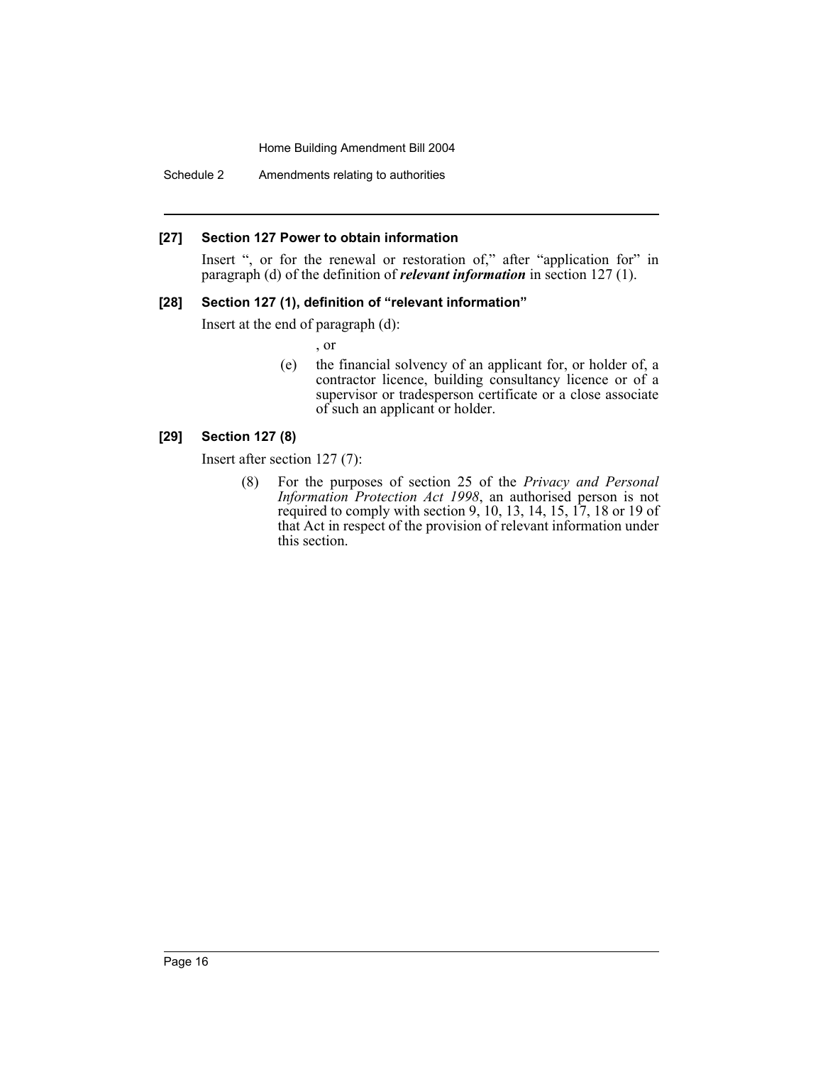#### [27] Section 127 Power to obtain information

Insert ", or for the renewal or restoration of," after "application for" in paragraph (d) of the definition of ***relevant information*** in section 127 (1).

#### [28] Section 127 (1), definition of "relevant information"

Insert at the end of paragraph (d):

, or

(e) the financial solvency of an applicant for, or holder of, a contractor licence, building consultancy licence or of a supervisor or tradesperson certificate or a close associate of such an applicant or holder.

#### [29] Section 127 (8)

Insert after section 127 (7):

(8) For the purposes of section 25 of the *Privacy and Personal Information Protection Act 1998*, an authorised person is not required to comply with section 9, 10, 13, 14, 15, 17, 18 or 19 of that Act in respect of the provision of relevant information under this section.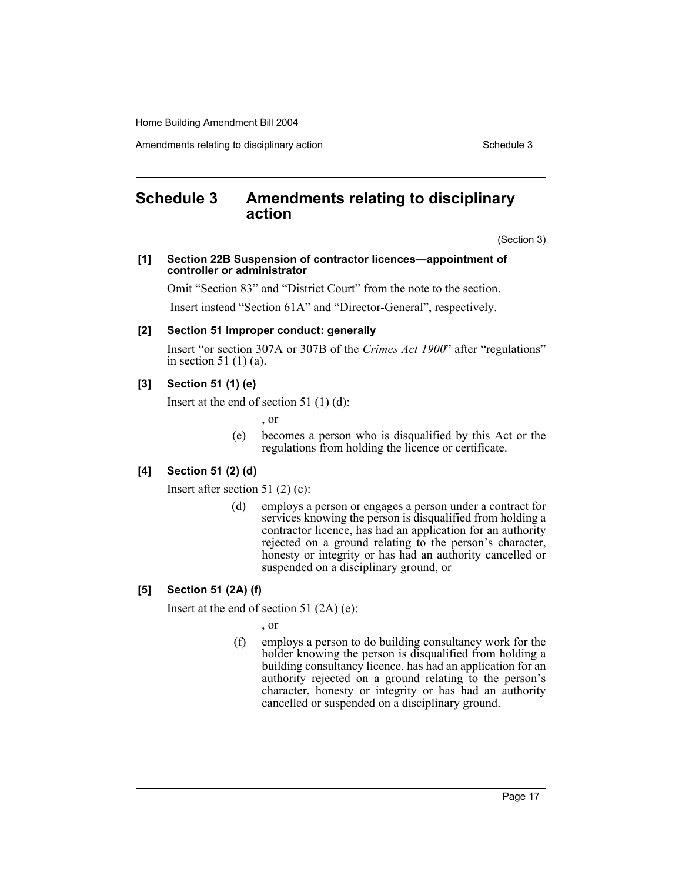# Schedule 3 Amendments relating to disciplinary action

(Section 3)

**[1] Section 22B Suspension of contractor licences—appointment of controller or administrator**

Omit "Section 83" and "District Court" from the note to the section.

Insert instead "Section 61A" and "Director-General", respectively.

**[2] Section 51 Improper conduct: generally**

Insert "or section 307A or 307B of the *Crimes Act 1900*" after "regulations" in section 51 (1) (a).

**[3] Section 51 (1) (e)**

Insert at the end of section 51 (1) (d):

, or

(e) becomes a person who is disqualified by this Act or the regulations from holding the licence or certificate.

**[4] Section 51 (2) (d)**

Insert after section 51 (2) (c):

(d) employs a person or engages a person under a contract for services knowing the person is disqualified from holding a contractor licence, has had an application for an authority rejected on a ground relating to the person's character, honesty or integrity or has had an authority cancelled or suspended on a disciplinary ground, or

**[5] Section 51 (2A) (f)**

Insert at the end of section 51 (2A) (e):

, or

(f) employs a person to do building consultancy work for the holder knowing the person is disqualified from holding a building consultancy licence, has had an application for an authority rejected on a ground relating to the person's character, honesty or integrity or has had an authority cancelled or suspended on a disciplinary ground.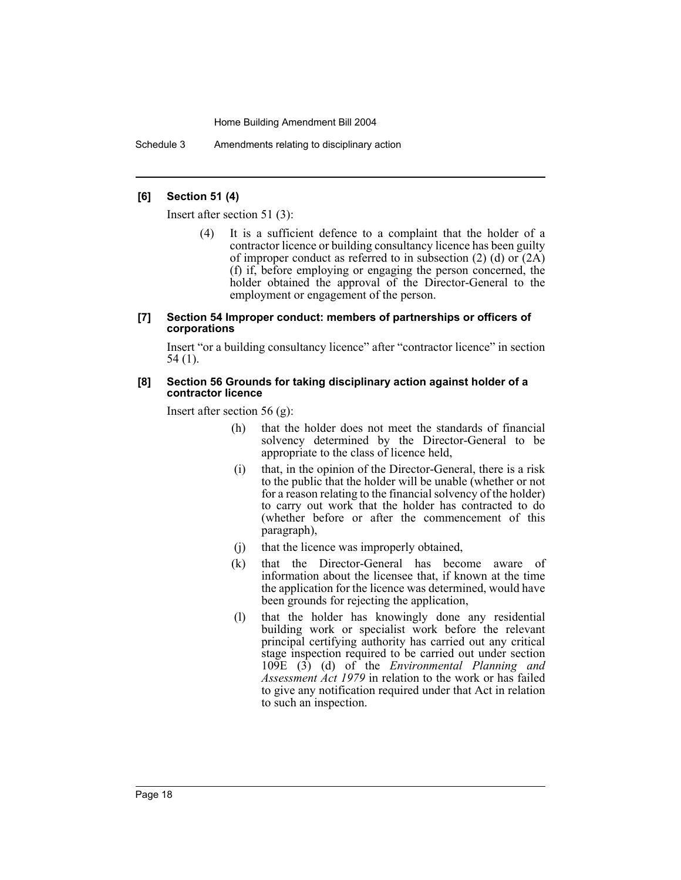### [6] Section 51 (4)

Insert after section 51 (3):

> (4) It is a sufficient defence to a complaint that the holder of a contractor licence or building consultancy licence has been guilty of improper conduct as referred to in subsection (2) (d) or (2A) (f) if, before employing or engaging the person concerned, the holder obtained the approval of the Director-General to the employment or engagement of the person.

### [7] Section 54 Improper conduct: members of partnerships or officers of corporations

Insert "or a building consultancy licence" after "contractor licence" in section 54 (1).

### [8] Section 56 Grounds for taking disciplinary action against holder of a contractor licence

Insert after section 56 (g):

> (h) that the holder does not meet the standards of financial solvency determined by the Director-General to be appropriate to the class of licence held,
>
> (i) that, in the opinion of the Director-General, there is a risk to the public that the holder will be unable (whether or not for a reason relating to the financial solvency of the holder) to carry out work that the holder has contracted to do (whether before or after the commencement of this paragraph),
>
> (j) that the licence was improperly obtained,
>
> (k) that the Director-General has become aware of information about the licensee that, if known at the time the application for the licence was determined, would have been grounds for rejecting the application,
>
> (l) that the holder has knowingly done any residential building work or specialist work before the relevant principal certifying authority has carried out any critical stage inspection required to be carried out under section 109E (3) (d) of the *Environmental Planning and Assessment Act 1979* in relation to the work or has failed to give any notification required under that Act in relation to such an inspection.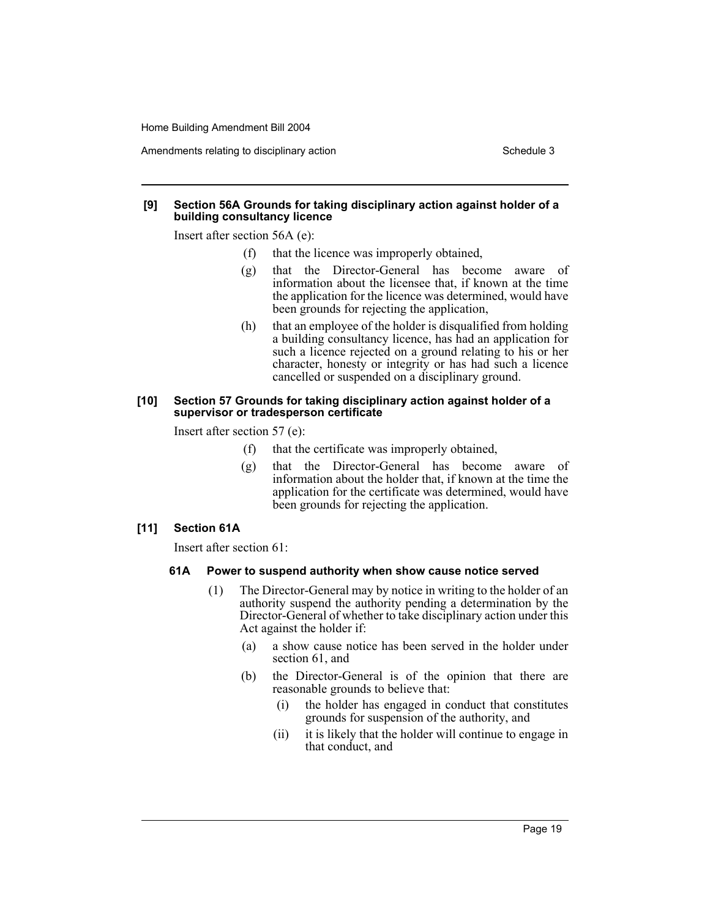**[9] Section 56A Grounds for taking disciplinary action against holder of a building consultancy licence**

Insert after section 56A (e):

(f) that the licence was improperly obtained,

(g) that the Director-General has become aware of information about the licensee that, if known at the time the application for the licence was determined, would have been grounds for rejecting the application,

(h) that an employee of the holder is disqualified from holding a building consultancy licence, has had an application for such a licence rejected on a ground relating to his or her character, honesty or integrity or has had such a licence cancelled or suspended on a disciplinary ground.

**[10] Section 57 Grounds for taking disciplinary action against holder of a supervisor or tradesperson certificate**

Insert after section 57 (e):

(f) that the certificate was improperly obtained,

(g) that the Director-General has become aware of information about the holder that, if known at the time the application for the certificate was determined, would have been grounds for rejecting the application.

**[11] Section 61A**

Insert after section 61:

**61A Power to suspend authority when show cause notice served**

(1) The Director-General may by notice in writing to the holder of an authority suspend the authority pending a determination by the Director-General of whether to take disciplinary action under this Act against the holder if:

(a) a show cause notice has been served in the holder under section 61, and

(b) the Director-General is of the opinion that there are reasonable grounds to believe that:

(i) the holder has engaged in conduct that constitutes grounds for suspension of the authority, and

(ii) it is likely that the holder will continue to engage in that conduct, and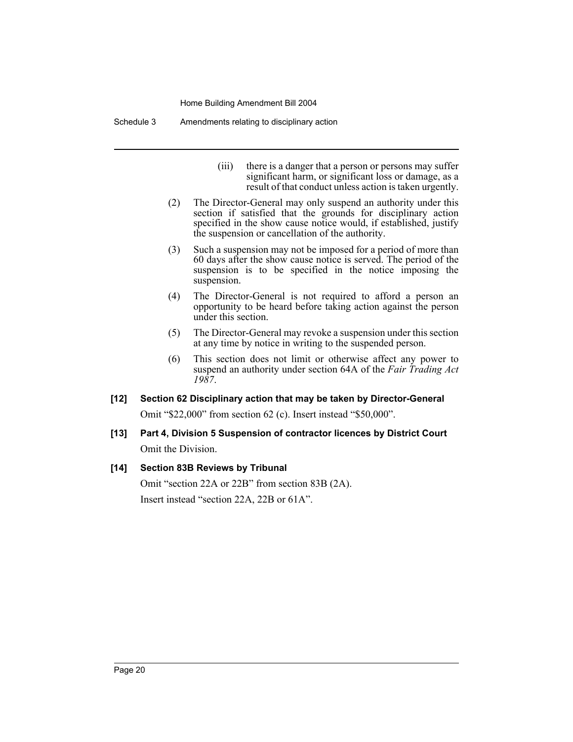(iii) there is a danger that a person or persons may suffer significant harm, or significant loss or damage, as a result of that conduct unless action is taken urgently.

(2) The Director-General may only suspend an authority under this section if satisfied that the grounds for disciplinary action specified in the show cause notice would, if established, justify the suspension or cancellation of the authority.

(3) Such a suspension may not be imposed for a period of more than 60 days after the show cause notice is served. The period of the suspension is to be specified in the notice imposing the suspension.

(4) The Director-General is not required to afford a person an opportunity to be heard before taking action against the person under this section.

(5) The Director-General may revoke a suspension under this section at any time by notice in writing to the suspended person.

(6) This section does not limit or otherwise affect any power to suspend an authority under section 64A of the *Fair Trading Act 1987*.

**[12] Section 62 Disciplinary action that may be taken by Director-General**

Omit "$22,000" from section 62 (c). Insert instead "$50,000".

**[13] Part 4, Division 5 Suspension of contractor licences by District Court**

Omit the Division.

**[14] Section 83B Reviews by Tribunal**

Omit "section 22A or 22B" from section 83B (2A).

Insert instead "section 22A, 22B or 61A".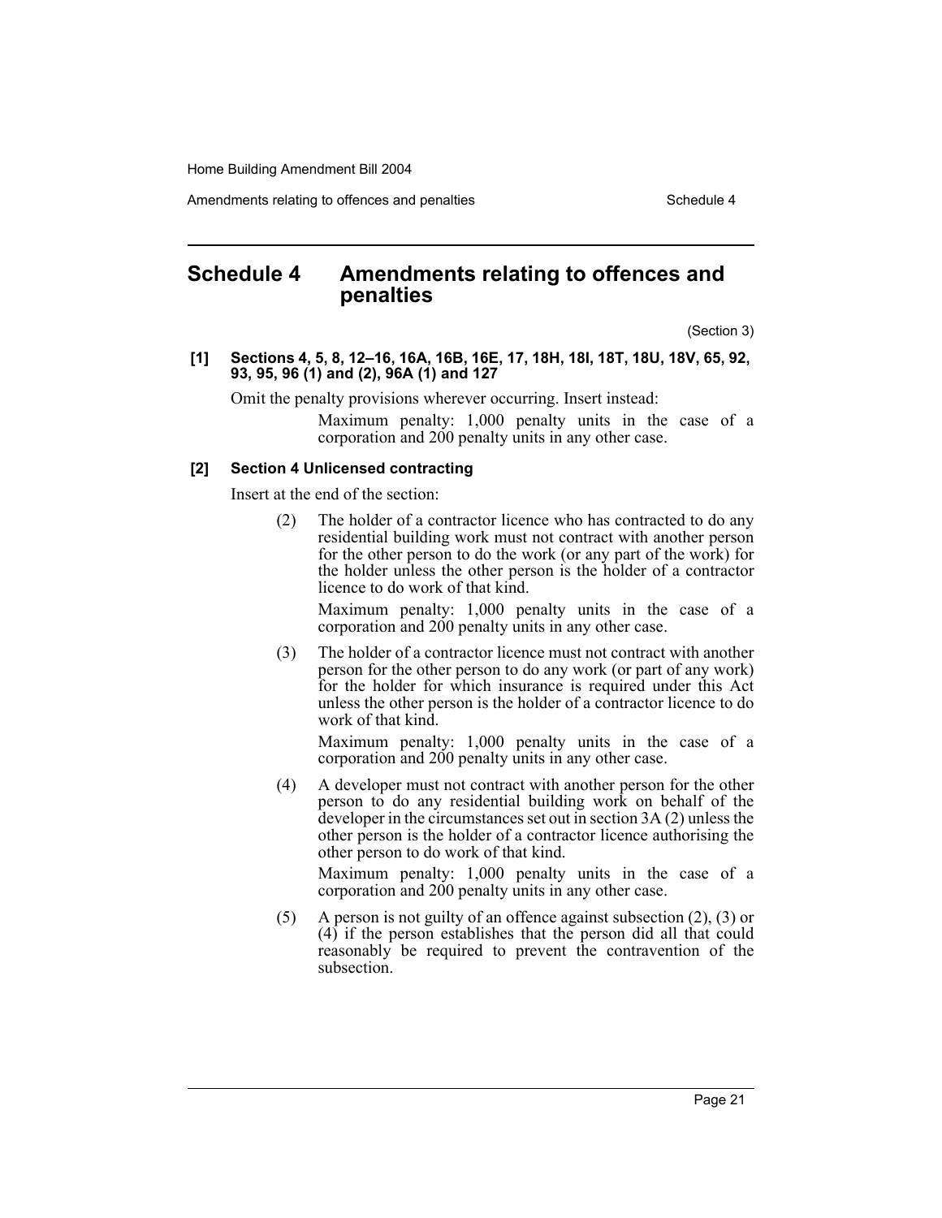# Schedule 4 Amendments relating to offences and penalties

(Section 3)

**[1] Sections 4, 5, 8, 12–16, 16A, 16B, 16E, 17, 18H, 18I, 18T, 18U, 18V, 65, 92, 93, 95, 96 (1) and (2), 96A (1) and 127**

Omit the penalty provisions wherever occurring. Insert instead:

> Maximum penalty: 1,000 penalty units in the case of a corporation and 200 penalty units in any other case.

**[2] Section 4 Unlicensed contracting**

Insert at the end of the section:

> (2) The holder of a contractor licence who has contracted to do any residential building work must not contract with another person for the other person to do the work (or any part of the work) for the holder unless the other person is the holder of a contractor licence to do work of that kind.
>
> Maximum penalty: 1,000 penalty units in the case of a corporation and 200 penalty units in any other case.
>
> (3) The holder of a contractor licence must not contract with another person for the other person to do any work (or part of any work) for the holder for which insurance is required under this Act unless the other person is the holder of a contractor licence to do work of that kind.
>
> Maximum penalty: 1,000 penalty units in the case of a corporation and 200 penalty units in any other case.
>
> (4) A developer must not contract with another person for the other person to do any residential building work on behalf of the developer in the circumstances set out in section 3A (2) unless the other person is the holder of a contractor licence authorising the other person to do work of that kind.
>
> Maximum penalty: 1,000 penalty units in the case of a corporation and 200 penalty units in any other case.
>
> (5) A person is not guilty of an offence against subsection (2), (3) or (4) if the person establishes that the person did all that could reasonably be required to prevent the contravention of the subsection.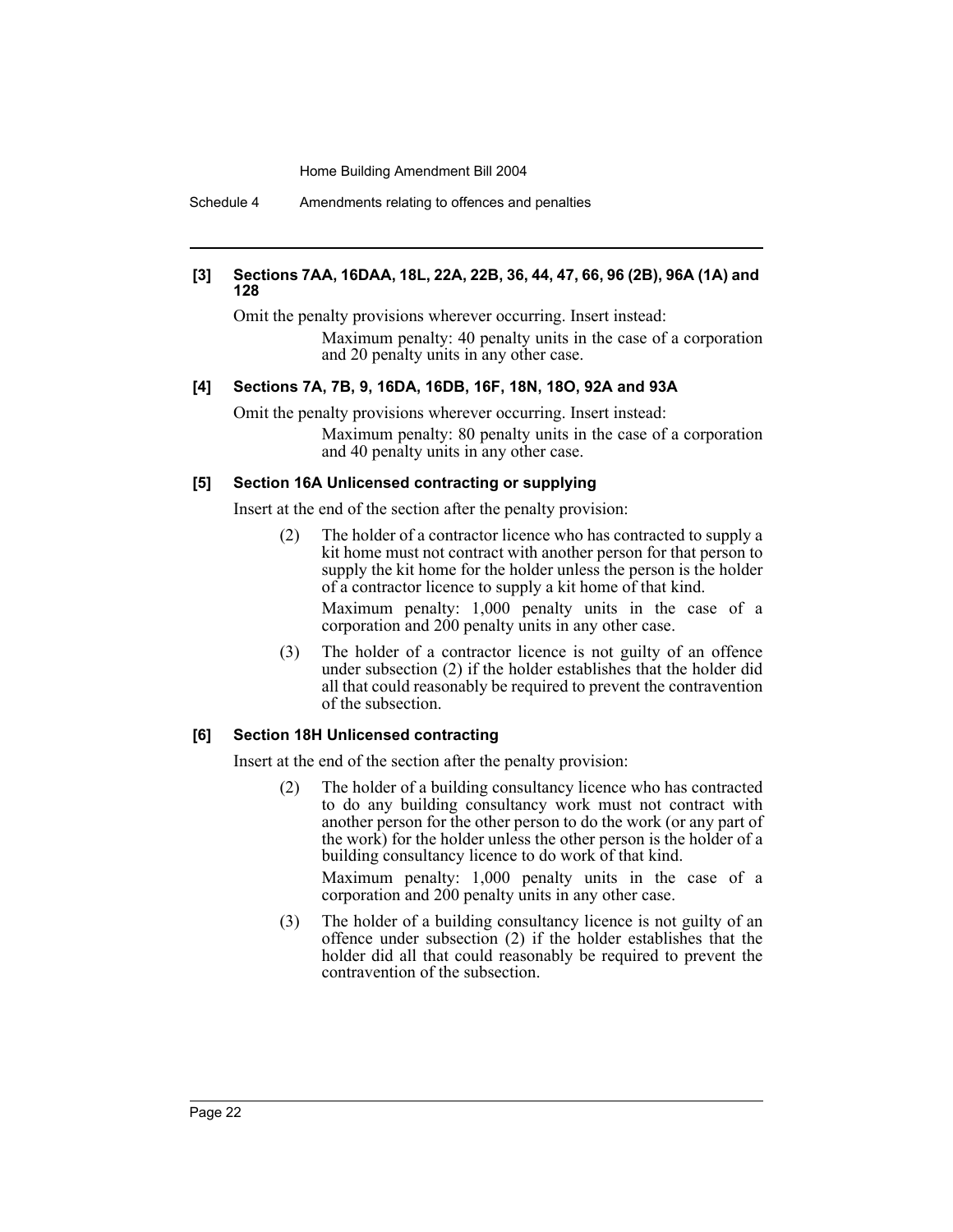#### [3] Sections 7AA, 16DAA, 18L, 22A, 22B, 36, 44, 47, 66, 96 (2B), 96A (1A) and 128

Omit the penalty provisions wherever occurring. Insert instead:

> Maximum penalty: 40 penalty units in the case of a corporation and 20 penalty units in any other case.

#### [4] Sections 7A, 7B, 9, 16DA, 16DB, 16F, 18N, 18O, 92A and 93A

Omit the penalty provisions wherever occurring. Insert instead:

> Maximum penalty: 80 penalty units in the case of a corporation and 40 penalty units in any other case.

#### [5] Section 16A Unlicensed contracting or supplying

Insert at the end of the section after the penalty provision:

> (2) The holder of a contractor licence who has contracted to supply a kit home must not contract with another person for that person to supply the kit home for the holder unless the person is the holder of a contractor licence to supply a kit home of that kind.
>
> Maximum penalty: 1,000 penalty units in the case of a corporation and 200 penalty units in any other case.
>
> (3) The holder of a contractor licence is not guilty of an offence under subsection (2) if the holder establishes that the holder did all that could reasonably be required to prevent the contravention of the subsection.

#### [6] Section 18H Unlicensed contracting

Insert at the end of the section after the penalty provision:

> (2) The holder of a building consultancy licence who has contracted to do any building consultancy work must not contract with another person for the other person to do the work (or any part of the work) for the holder unless the other person is the holder of a building consultancy licence to do work of that kind.
>
> Maximum penalty: 1,000 penalty units in the case of a corporation and 200 penalty units in any other case.
>
> (3) The holder of a building consultancy licence is not guilty of an offence under subsection (2) if the holder establishes that the holder did all that could reasonably be required to prevent the contravention of the subsection.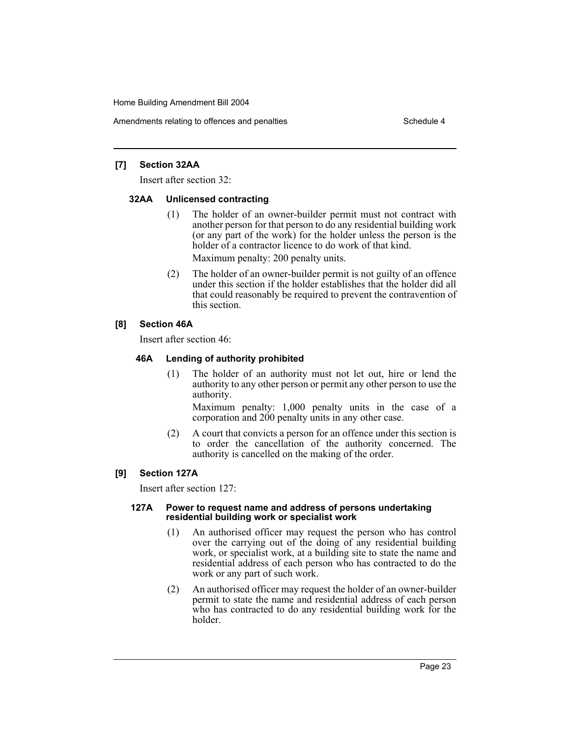### [7] Section 32AA

Insert after section 32:

#### 32AA Unlicensed contracting

(1) The holder of an owner-builder permit must not contract with another person for that person to do any residential building work (or any part of the work) for the holder unless the person is the holder of a contractor licence to do work of that kind.

Maximum penalty: 200 penalty units.

(2) The holder of an owner-builder permit is not guilty of an offence under this section if the holder establishes that the holder did all that could reasonably be required to prevent the contravention of this section.

### [8] Section 46A

Insert after section 46:

#### 46A Lending of authority prohibited

(1) The holder of an authority must not let out, hire or lend the authority to any other person or permit any other person to use the authority.

Maximum penalty: 1,000 penalty units in the case of a corporation and 200 penalty units in any other case.

(2) A court that convicts a person for an offence under this section is to order the cancellation of the authority concerned. The authority is cancelled on the making of the order.

### [9] Section 127A

Insert after section 127:

#### 127A Power to request name and address of persons undertaking residential building work or specialist work

(1) An authorised officer may request the person who has control over the carrying out of the doing of any residential building work, or specialist work, at a building site to state the name and residential address of each person who has contracted to do the work or any part of such work.

(2) An authorised officer may request the holder of an owner-builder permit to state the name and residential address of each person who has contracted to do any residential building work for the holder.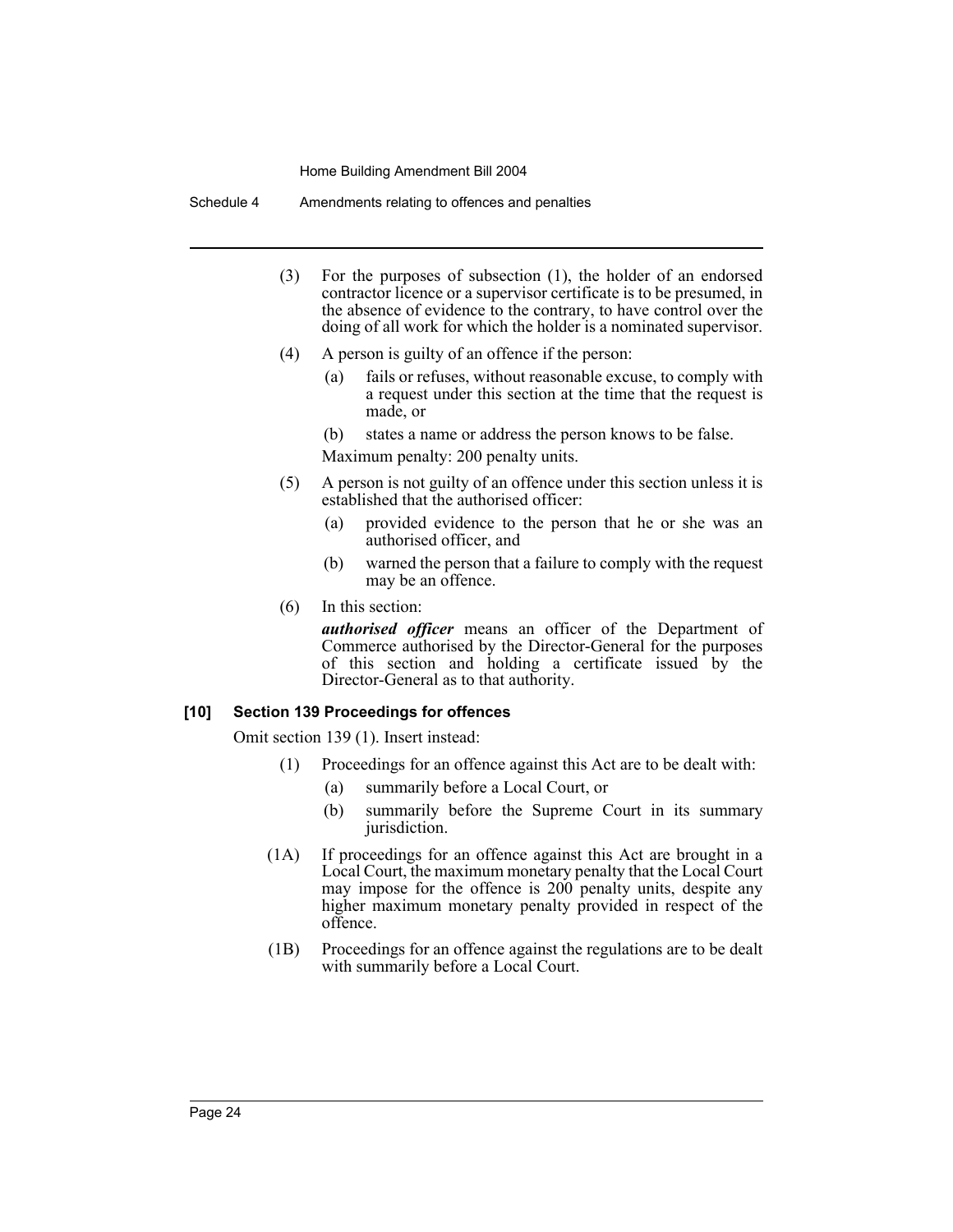(3) For the purposes of subsection (1), the holder of an endorsed contractor licence or a supervisor certificate is to be presumed, in the absence of evidence to the contrary, to have control over the doing of all work for which the holder is a nominated supervisor.

(4) A person is guilty of an offence if the person:

(a) fails or refuses, without reasonable excuse, to comply with a request under this section at the time that the request is made, or

(b) states a name or address the person knows to be false.

Maximum penalty: 200 penalty units.

(5) A person is not guilty of an offence under this section unless it is established that the authorised officer:

(a) provided evidence to the person that he or she was an authorised officer, and

(b) warned the person that a failure to comply with the request may be an offence.

(6) In this section:

***authorised officer*** means an officer of the Department of Commerce authorised by the Director-General for the purposes of this section and holding a certificate issued by the Director-General as to that authority.

### [10] Section 139 Proceedings for offences

Omit section 139 (1). Insert instead:

(1) Proceedings for an offence against this Act are to be dealt with:

(a) summarily before a Local Court, or

(b) summarily before the Supreme Court in its summary jurisdiction.

(1A) If proceedings for an offence against this Act are brought in a Local Court, the maximum monetary penalty that the Local Court may impose for the offence is 200 penalty units, despite any higher maximum monetary penalty provided in respect of the offence.

(1B) Proceedings for an offence against the regulations are to be dealt with summarily before a Local Court.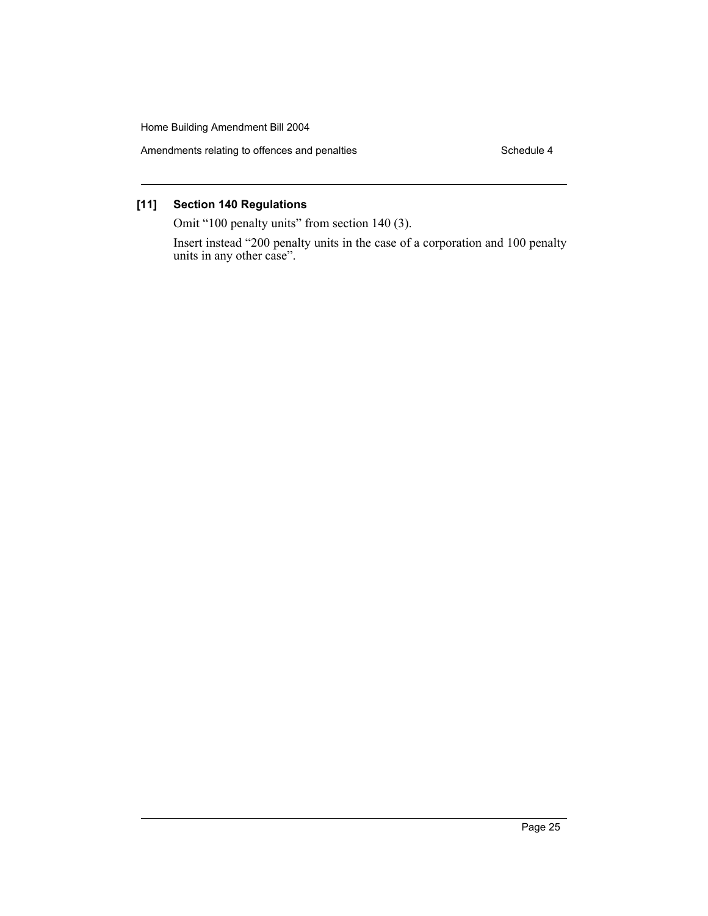**[11] Section 140 Regulations**

Omit "100 penalty units" from section 140 (3).

Insert instead "200 penalty units in the case of a corporation and 100 penalty units in any other case".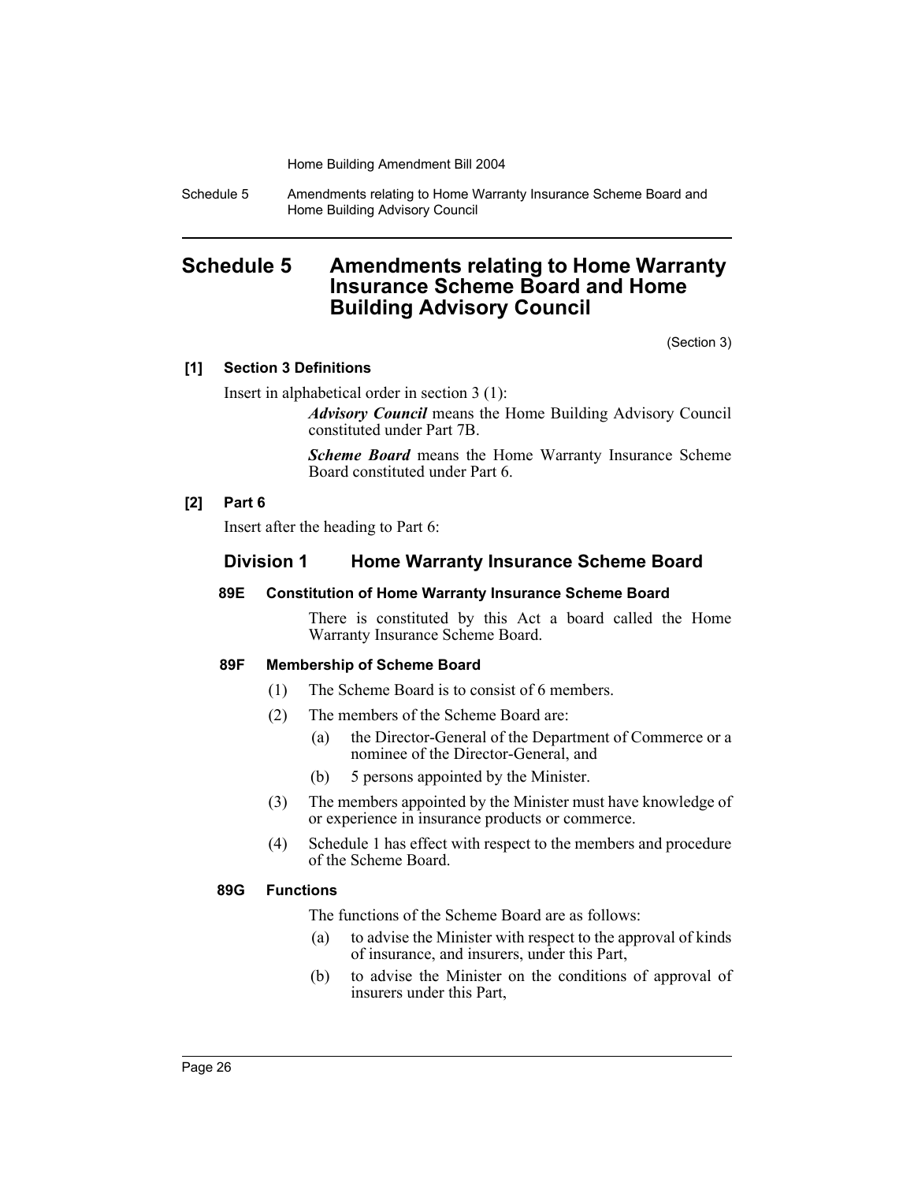# Schedule 5 Amendments relating to Home Warranty Insurance Scheme Board and Home Building Advisory Council

(Section 3)

**[1] Section 3 Definitions**

Insert in alphabetical order in section 3 (1):

> ***Advisory Council*** means the Home Building Advisory Council constituted under Part 7B.
>
> ***Scheme Board*** means the Home Warranty Insurance Scheme Board constituted under Part 6.

**[2] Part 6**

Insert after the heading to Part 6:

## Division 1 Home Warranty Insurance Scheme Board

**89E Constitution of Home Warranty Insurance Scheme Board**

There is constituted by this Act a board called the Home Warranty Insurance Scheme Board.

**89F Membership of Scheme Board**

(1) The Scheme Board is to consist of 6 members.

(2) The members of the Scheme Board are:

- (a) the Director-General of the Department of Commerce or a nominee of the Director-General, and
- (b) 5 persons appointed by the Minister.

(3) The members appointed by the Minister must have knowledge of or experience in insurance products or commerce.

(4) Schedule 1 has effect with respect to the members and procedure of the Scheme Board.

**89G Functions**

The functions of the Scheme Board are as follows:

- (a) to advise the Minister with respect to the approval of kinds of insurance, and insurers, under this Part,
- (b) to advise the Minister on the conditions of approval of insurers under this Part,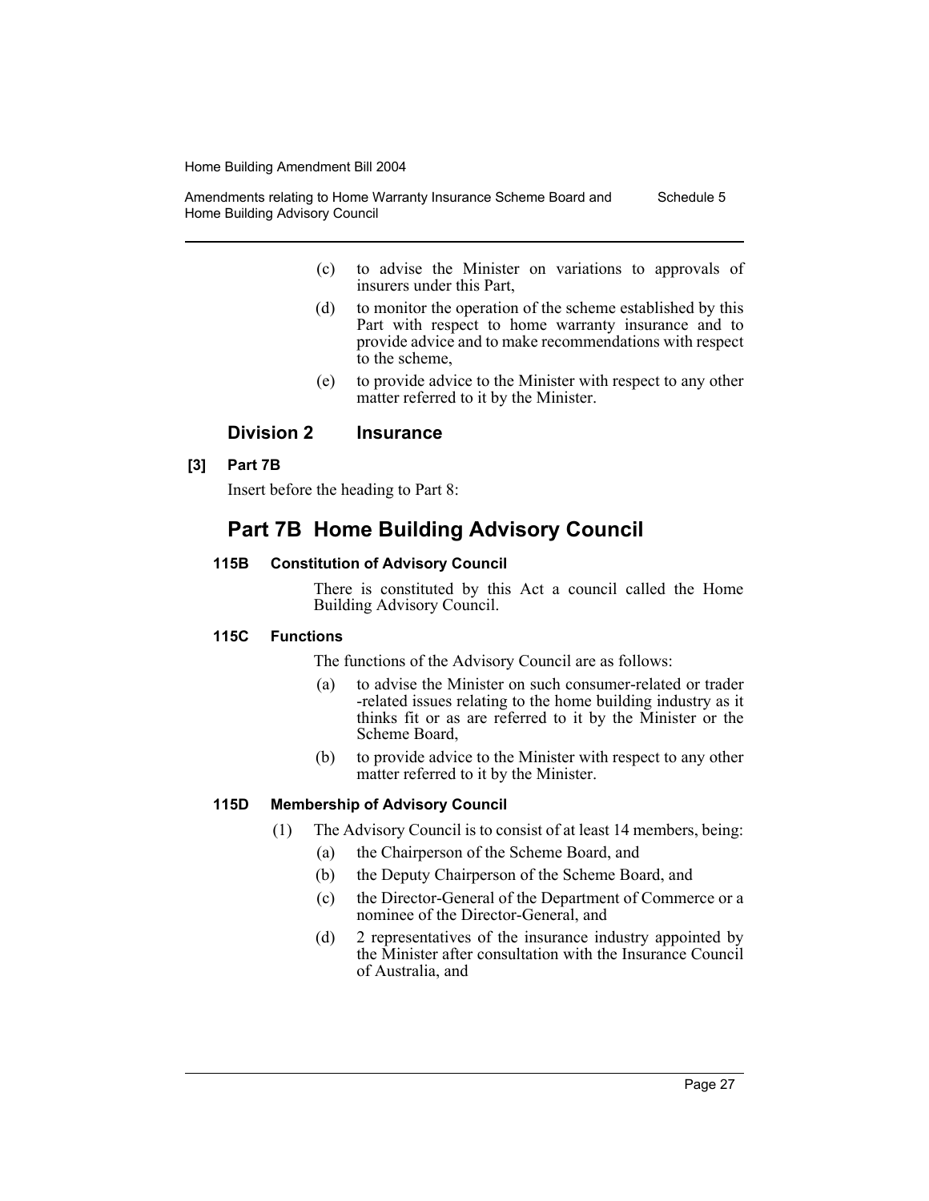(c) to advise the Minister on variations to approvals of insurers under this Part,

(d) to monitor the operation of the scheme established by this Part with respect to home warranty insurance and to provide advice and to make recommendations with respect to the scheme,

(e) to provide advice to the Minister with respect to any other matter referred to it by the Minister.

### Division 2 Insurance

**[3] Part 7B**

Insert before the heading to Part 8:

## Part 7B Home Building Advisory Council

#### 115B Constitution of Advisory Council

There is constituted by this Act a council called the Home Building Advisory Council.

#### 115C Functions

The functions of the Advisory Council are as follows:

(a) to advise the Minister on such consumer-related or trader -related issues relating to the home building industry as it thinks fit or as are referred to it by the Minister or the Scheme Board,

(b) to provide advice to the Minister with respect to any other matter referred to it by the Minister.

#### 115D Membership of Advisory Council

(1) The Advisory Council is to consist of at least 14 members, being:

(a) the Chairperson of the Scheme Board, and

(b) the Deputy Chairperson of the Scheme Board, and

(c) the Director-General of the Department of Commerce or a nominee of the Director-General, and

(d) 2 representatives of the insurance industry appointed by the Minister after consultation with the Insurance Council of Australia, and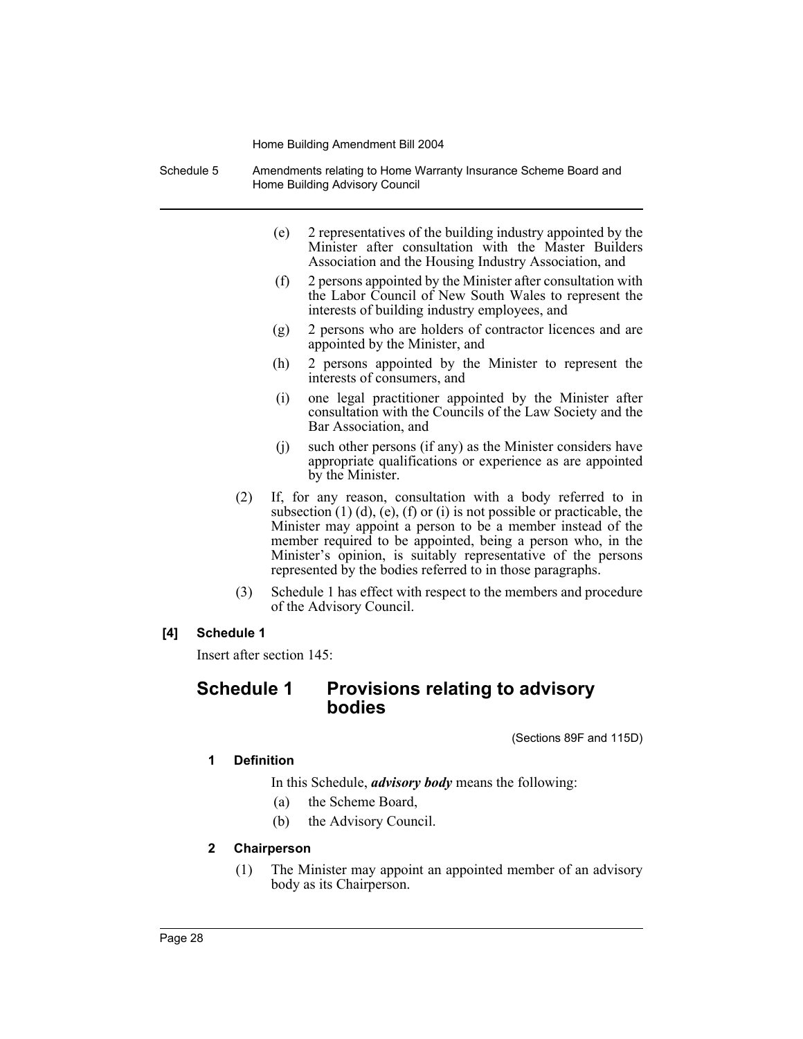(e) 2 representatives of the building industry appointed by the Minister after consultation with the Master Builders Association and the Housing Industry Association, and

(f) 2 persons appointed by the Minister after consultation with the Labor Council of New South Wales to represent the interests of building industry employees, and

(g) 2 persons who are holders of contractor licences and are appointed by the Minister, and

(h) 2 persons appointed by the Minister to represent the interests of consumers, and

(i) one legal practitioner appointed by the Minister after consultation with the Councils of the Law Society and the Bar Association, and

(j) such other persons (if any) as the Minister considers have appropriate qualifications or experience as are appointed by the Minister.

(2) If, for any reason, consultation with a body referred to in subsection (1) (d), (e), (f) or (i) is not possible or practicable, the Minister may appoint a person to be a member instead of the member required to be appointed, being a person who, in the Minister's opinion, is suitably representative of the persons represented by the bodies referred to in those paragraphs.

(3) Schedule 1 has effect with respect to the members and procedure of the Advisory Council.

**[4] Schedule 1**

Insert after section 145:

## Schedule 1 Provisions relating to advisory bodies

(Sections 89F and 115D)

### 1 Definition

In this Schedule, ***advisory body*** means the following:

(a) the Scheme Board,

(b) the Advisory Council.

### 2 Chairperson

(1) The Minister may appoint an appointed member of an advisory body as its Chairperson.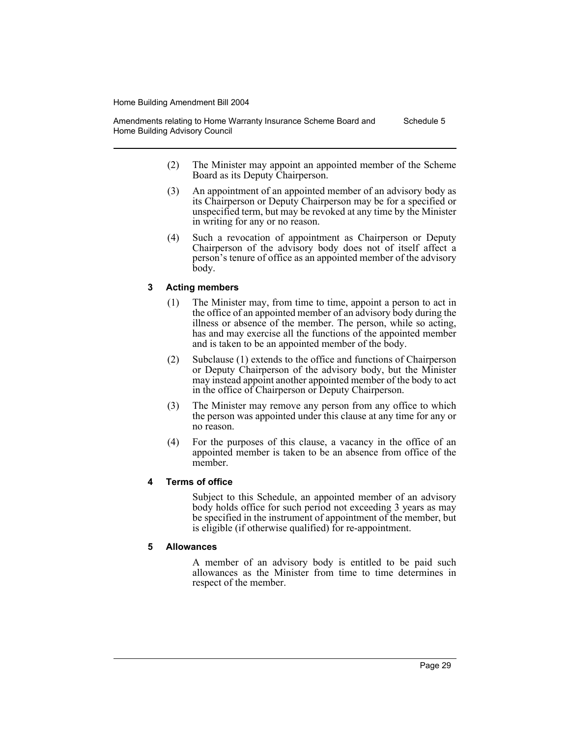(2) The Minister may appoint an appointed member of the Scheme Board as its Deputy Chairperson.

(3) An appointment of an appointed member of an advisory body as its Chairperson or Deputy Chairperson may be for a specified or unspecified term, but may be revoked at any time by the Minister in writing for any or no reason.

(4) Such a revocation of appointment as Chairperson or Deputy Chairperson of the advisory body does not of itself affect a person's tenure of office as an appointed member of the advisory body.

### 3 Acting members

(1) The Minister may, from time to time, appoint a person to act in the office of an appointed member of an advisory body during the illness or absence of the member. The person, while so acting, has and may exercise all the functions of the appointed member and is taken to be an appointed member of the body.

(2) Subclause (1) extends to the office and functions of Chairperson or Deputy Chairperson of the advisory body, but the Minister may instead appoint another appointed member of the body to act in the office of Chairperson or Deputy Chairperson.

(3) The Minister may remove any person from any office to which the person was appointed under this clause at any time for any or no reason.

(4) For the purposes of this clause, a vacancy in the office of an appointed member is taken to be an absence from office of the member.

### 4 Terms of office

Subject to this Schedule, an appointed member of an advisory body holds office for such period not exceeding 3 years as may be specified in the instrument of appointment of the member, but is eligible (if otherwise qualified) for re-appointment.

### 5 Allowances

A member of an advisory body is entitled to be paid such allowances as the Minister from time to time determines in respect of the member.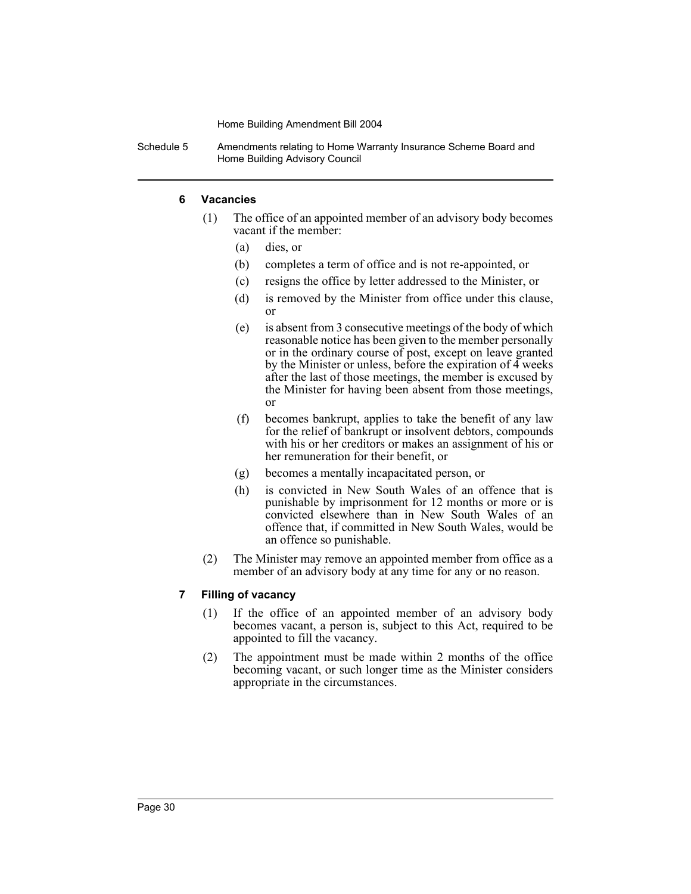### 6 Vacancies

(1) The office of an appointed member of an advisory body becomes vacant if the member:

- (a) dies, or
- (b) completes a term of office and is not re-appointed, or
- (c) resigns the office by letter addressed to the Minister, or
- (d) is removed by the Minister from office under this clause, or
- (e) is absent from 3 consecutive meetings of the body of which reasonable notice has been given to the member personally or in the ordinary course of post, except on leave granted by the Minister or unless, before the expiration of 4 weeks after the last of those meetings, the member is excused by the Minister for having been absent from those meetings, or
- (f) becomes bankrupt, applies to take the benefit of any law for the relief of bankrupt or insolvent debtors, compounds with his or her creditors or makes an assignment of his or her remuneration for their benefit, or
- (g) becomes a mentally incapacitated person, or
- (h) is convicted in New South Wales of an offence that is punishable by imprisonment for 12 months or more or is convicted elsewhere than in New South Wales of an offence that, if committed in New South Wales, would be an offence so punishable.

(2) The Minister may remove an appointed member from office as a member of an advisory body at any time for any or no reason.

### 7 Filling of vacancy

(1) If the office of an appointed member of an advisory body becomes vacant, a person is, subject to this Act, required to be appointed to fill the vacancy.

(2) The appointment must be made within 2 months of the office becoming vacant, or such longer time as the Minister considers appropriate in the circumstances.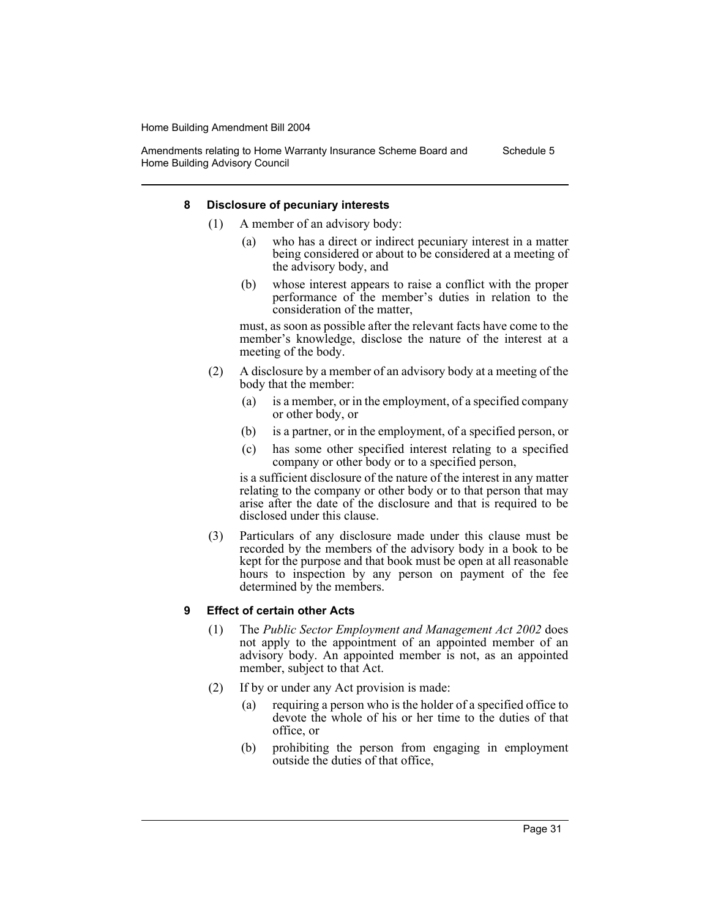#### 8 Disclosure of pecuniary interests

(1) A member of an advisory body:

(a) who has a direct or indirect pecuniary interest in a matter being considered or about to be considered at a meeting of the advisory body, and

(b) whose interest appears to raise a conflict with the proper performance of the member's duties in relation to the consideration of the matter,

must, as soon as possible after the relevant facts have come to the member's knowledge, disclose the nature of the interest at a meeting of the body.

(2) A disclosure by a member of an advisory body at a meeting of the body that the member:

(a) is a member, or in the employment, of a specified company or other body, or

(b) is a partner, or in the employment, of a specified person, or

(c) has some other specified interest relating to a specified company or other body or to a specified person,

is a sufficient disclosure of the nature of the interest in any matter relating to the company or other body or to that person that may arise after the date of the disclosure and that is required to be disclosed under this clause.

(3) Particulars of any disclosure made under this clause must be recorded by the members of the advisory body in a book to be kept for the purpose and that book must be open at all reasonable hours to inspection by any person on payment of the fee determined by the members.

#### 9 Effect of certain other Acts

(1) The *Public Sector Employment and Management Act 2002* does not apply to the appointment of an appointed member of an advisory body. An appointed member is not, as an appointed member, subject to that Act.

(2) If by or under any Act provision is made:

(a) requiring a person who is the holder of a specified office to devote the whole of his or her time to the duties of that office, or

(b) prohibiting the person from engaging in employment outside the duties of that office,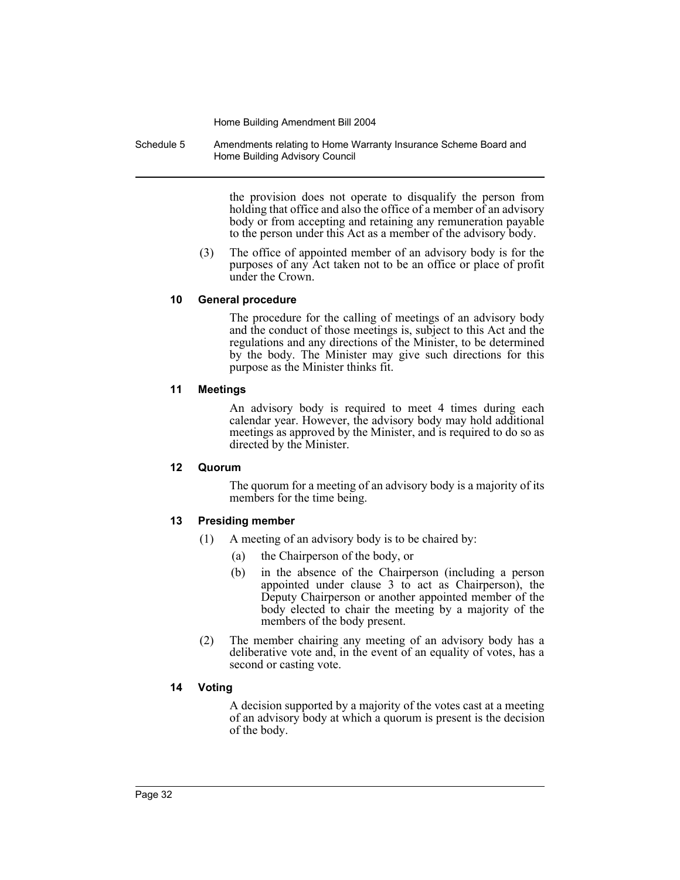the provision does not operate to disqualify the person from holding that office and also the office of a member of an advisory body or from accepting and retaining any remuneration payable to the person under this Act as a member of the advisory body.

(3) The office of appointed member of an advisory body is for the purposes of any Act taken not to be an office or place of profit under the Crown.

#### 10 General procedure

The procedure for the calling of meetings of an advisory body and the conduct of those meetings is, subject to this Act and the regulations and any directions of the Minister, to be determined by the body. The Minister may give such directions for this purpose as the Minister thinks fit.

#### 11 Meetings

An advisory body is required to meet 4 times during each calendar year. However, the advisory body may hold additional meetings as approved by the Minister, and is required to do so as directed by the Minister.

#### 12 Quorum

The quorum for a meeting of an advisory body is a majority of its members for the time being.

#### 13 Presiding member

(1) A meeting of an advisory body is to be chaired by:

(a) the Chairperson of the body, or

(b) in the absence of the Chairperson (including a person appointed under clause 3 to act as Chairperson), the Deputy Chairperson or another appointed member of the body elected to chair the meeting by a majority of the members of the body present.

(2) The member chairing any meeting of an advisory body has a deliberative vote and, in the event of an equality of votes, has a second or casting vote.

#### 14 Voting

A decision supported by a majority of the votes cast at a meeting of an advisory body at which a quorum is present is the decision of the body.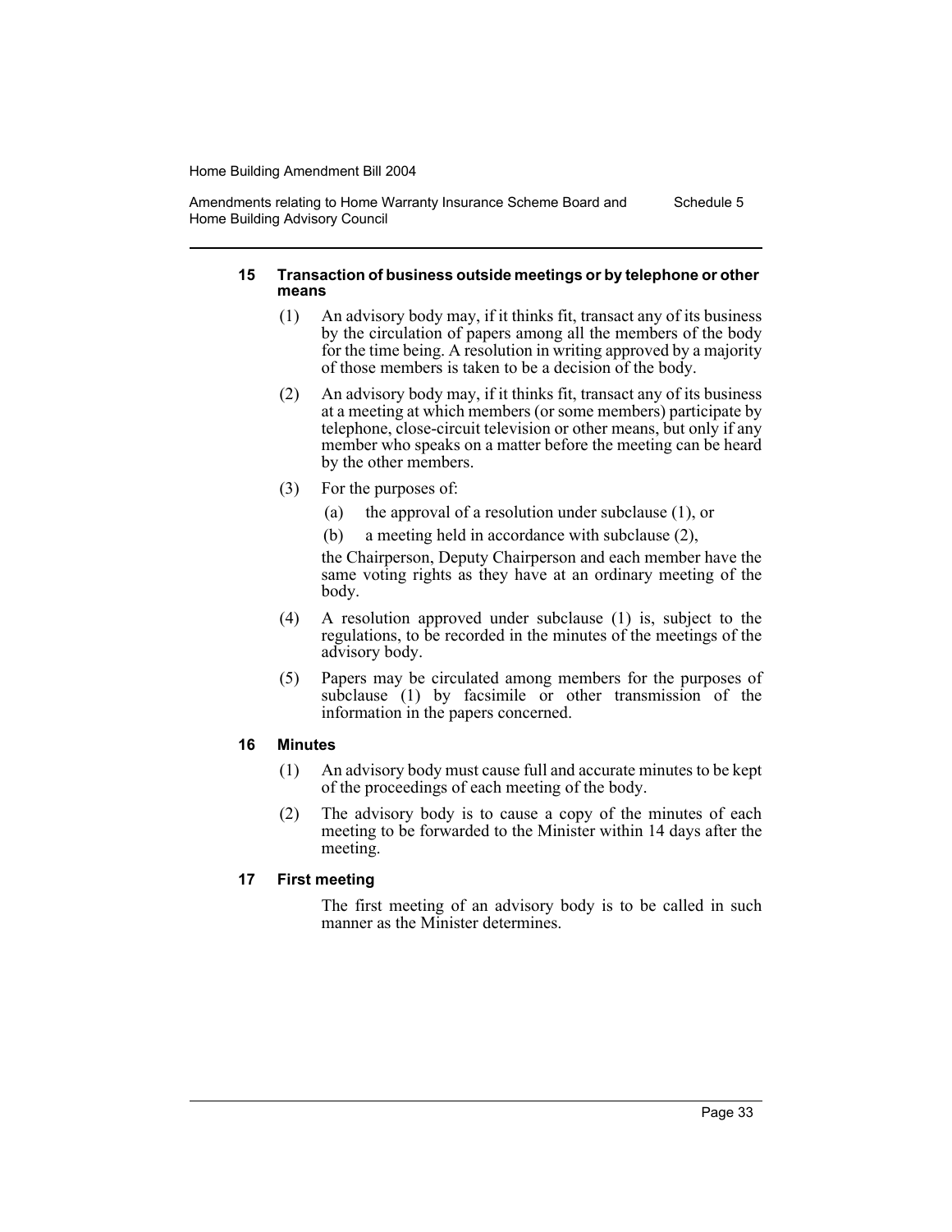#### 15 Transaction of business outside meetings or by telephone or other means

(1) An advisory body may, if it thinks fit, transact any of its business by the circulation of papers among all the members of the body for the time being. A resolution in writing approved by a majority of those members is taken to be a decision of the body.

(2) An advisory body may, if it thinks fit, transact any of its business at a meeting at which members (or some members) participate by telephone, close-circuit television or other means, but only if any member who speaks on a matter before the meeting can be heard by the other members.

(3) For the purposes of:

(a) the approval of a resolution under subclause (1), or

(b) a meeting held in accordance with subclause (2),

the Chairperson, Deputy Chairperson and each member have the same voting rights as they have at an ordinary meeting of the body.

(4) A resolution approved under subclause (1) is, subject to the regulations, to be recorded in the minutes of the meetings of the advisory body.

(5) Papers may be circulated among members for the purposes of subclause (1) by facsimile or other transmission of the information in the papers concerned.

#### 16 Minutes

(1) An advisory body must cause full and accurate minutes to be kept of the proceedings of each meeting of the body.

(2) The advisory body is to cause a copy of the minutes of each meeting to be forwarded to the Minister within 14 days after the meeting.

#### 17 First meeting

The first meeting of an advisory body is to be called in such manner as the Minister determines.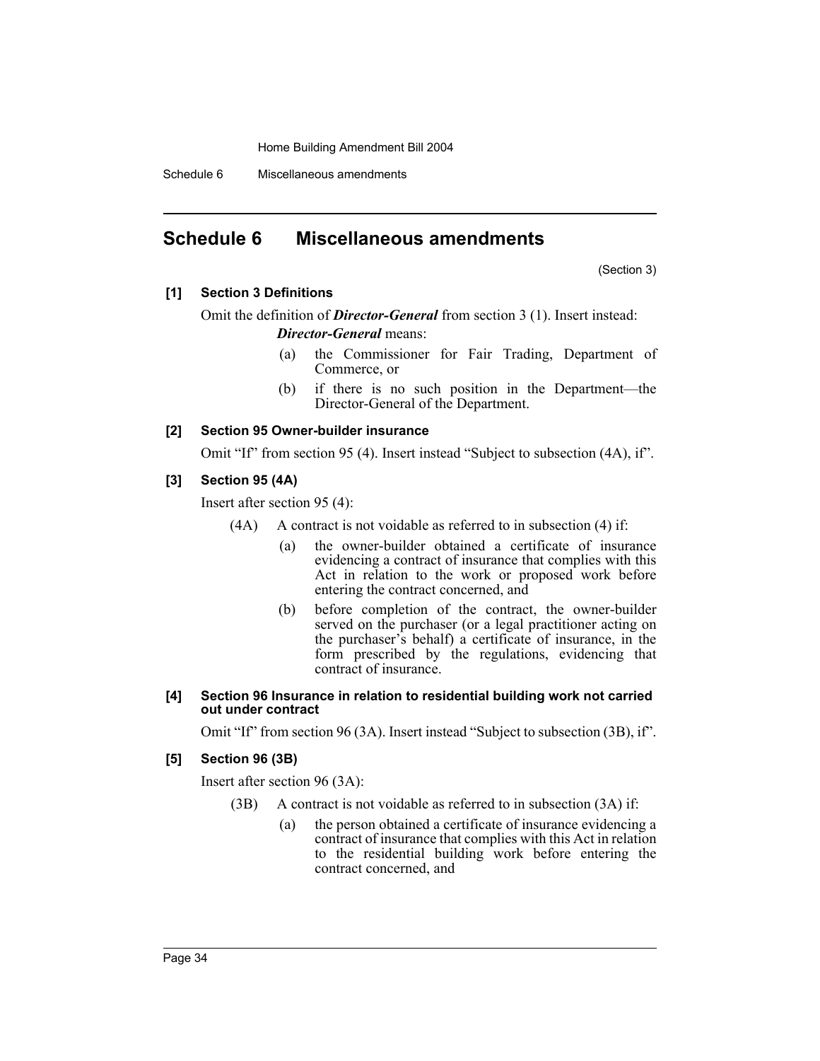# Schedule 6 Miscellaneous amendments

(Section 3)

**[1] Section 3 Definitions**

Omit the definition of ***Director-General*** from section 3 (1). Insert instead:

***Director-General*** means:

(a) the Commissioner for Fair Trading, Department of Commerce, or

(b) if there is no such position in the Department—the Director-General of the Department.

**[2] Section 95 Owner-builder insurance**

Omit "If" from section 95 (4). Insert instead "Subject to subsection (4A), if".

**[3] Section 95 (4A)**

Insert after section 95 (4):

(4A) A contract is not voidable as referred to in subsection (4) if:

(a) the owner-builder obtained a certificate of insurance evidencing a contract of insurance that complies with this Act in relation to the work or proposed work before entering the contract concerned, and

(b) before completion of the contract, the owner-builder served on the purchaser (or a legal practitioner acting on the purchaser's behalf) a certificate of insurance, in the form prescribed by the regulations, evidencing that contract of insurance.

**[4] Section 96 Insurance in relation to residential building work not carried out under contract**

Omit "If" from section 96 (3A). Insert instead "Subject to subsection (3B), if".

**[5] Section 96 (3B)**

Insert after section 96 (3A):

(3B) A contract is not voidable as referred to in subsection (3A) if:

(a) the person obtained a certificate of insurance evidencing a contract of insurance that complies with this Act in relation to the residential building work before entering the contract concerned, and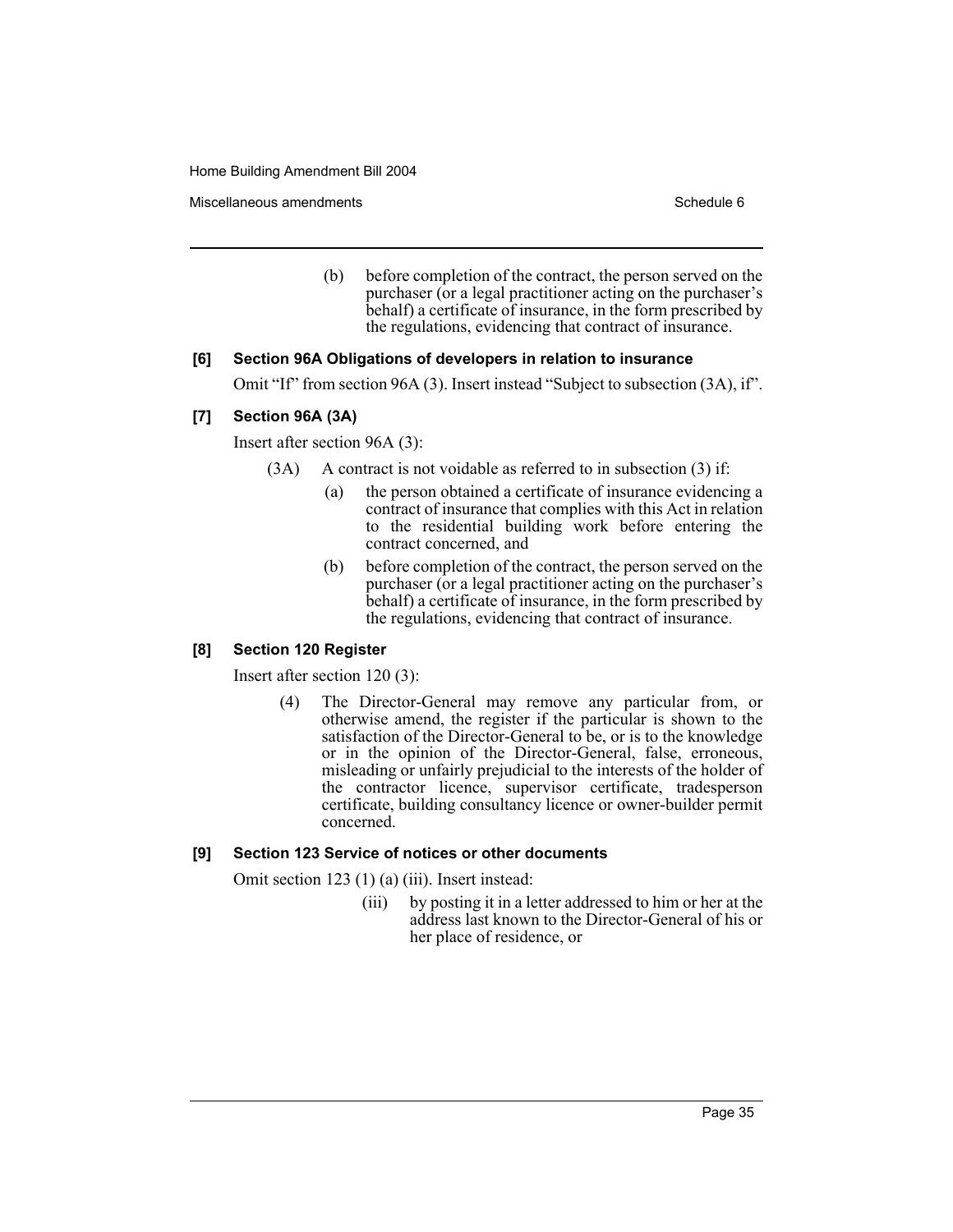(b) before completion of the contract, the person served on the purchaser (or a legal practitioner acting on the purchaser's behalf) a certificate of insurance, in the form prescribed by the regulations, evidencing that contract of insurance.

**[6] Section 96A Obligations of developers in relation to insurance**

Omit "If" from section 96A (3). Insert instead "Subject to subsection (3A), if".

**[7] Section 96A (3A)**

Insert after section 96A (3):

(3A) A contract is not voidable as referred to in subsection (3) if:

(a) the person obtained a certificate of insurance evidencing a contract of insurance that complies with this Act in relation to the residential building work before entering the contract concerned, and

(b) before completion of the contract, the person served on the purchaser (or a legal practitioner acting on the purchaser's behalf) a certificate of insurance, in the form prescribed by the regulations, evidencing that contract of insurance.

**[8] Section 120 Register**

Insert after section 120 (3):

(4) The Director-General may remove any particular from, or otherwise amend, the register if the particular is shown to the satisfaction of the Director-General to be, or is to the knowledge or in the opinion of the Director-General, false, erroneous, misleading or unfairly prejudicial to the interests of the holder of the contractor licence, supervisor certificate, tradesperson certificate, building consultancy licence or owner-builder permit concerned.

**[9] Section 123 Service of notices or other documents**

Omit section 123 (1) (a) (iii). Insert instead:

(iii) by posting it in a letter addressed to him or her at the address last known to the Director-General of his or her place of residence, or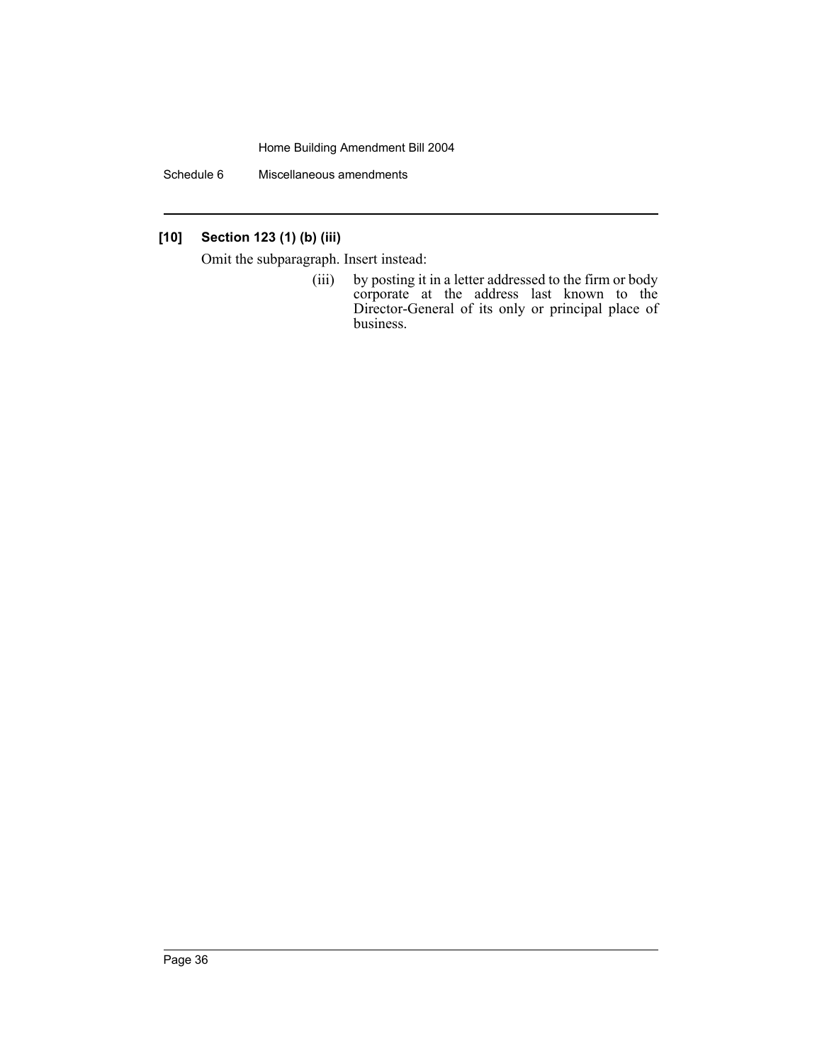### [10] Section 123 (1) (b) (iii)

Omit the subparagraph. Insert instead:

(iii) by posting it in a letter addressed to the firm or body corporate at the address last known to the Director-General of its only or principal place of business.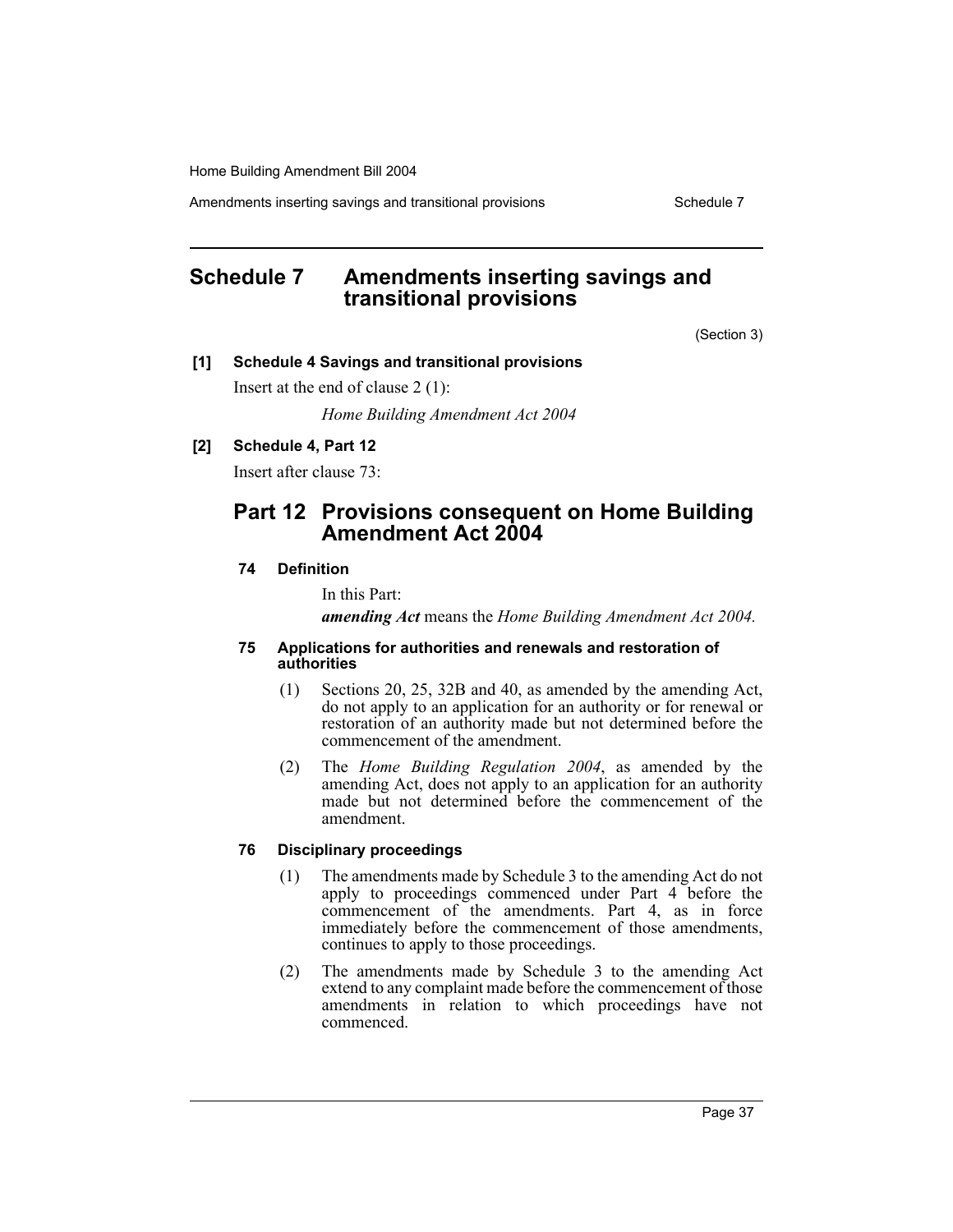# Schedule 7 Amendments inserting savings and transitional provisions

(Section 3)

**[1] Schedule 4 Savings and transitional provisions**

Insert at the end of clause 2 (1):

*Home Building Amendment Act 2004*

**[2] Schedule 4, Part 12**

Insert after clause 73:

## Part 12 Provisions consequent on Home Building Amendment Act 2004

**74 Definition**

In this Part:

***amending Act*** means the *Home Building Amendment Act 2004.*

**75 Applications for authorities and renewals and restoration of authorities**

(1) Sections 20, 25, 32B and 40, as amended by the amending Act, do not apply to an application for an authority or for renewal or restoration of an authority made but not determined before the commencement of the amendment.

(2) The *Home Building Regulation 2004*, as amended by the amending Act, does not apply to an application for an authority made but not determined before the commencement of the amendment.

**76 Disciplinary proceedings**

(1) The amendments made by Schedule 3 to the amending Act do not apply to proceedings commenced under Part 4 before the commencement of the amendments. Part 4, as in force immediately before the commencement of those amendments, continues to apply to those proceedings.

(2) The amendments made by Schedule 3 to the amending Act extend to any complaint made before the commencement of those amendments in relation to which proceedings have not commenced.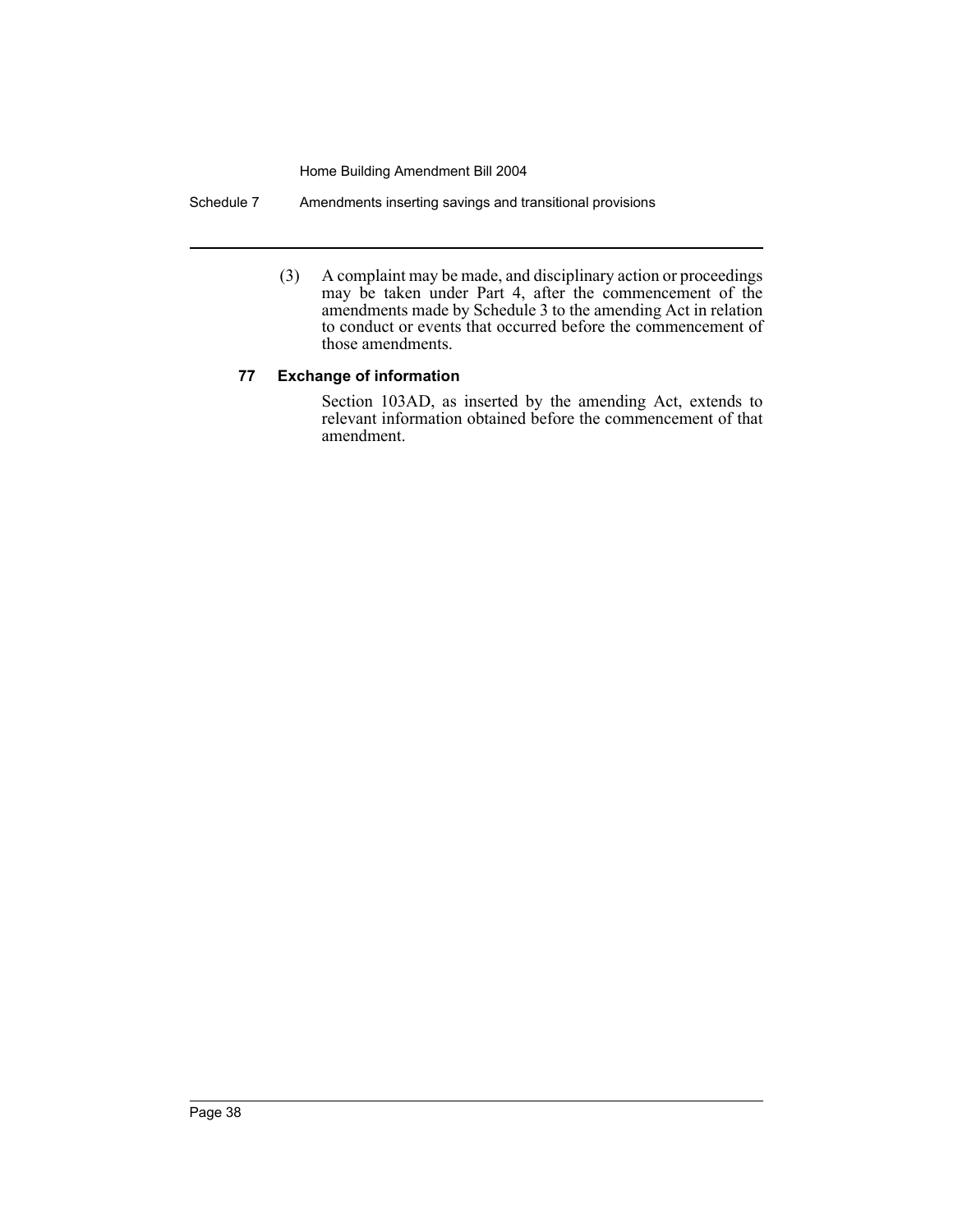(3) A complaint may be made, and disciplinary action or proceedings may be taken under Part 4, after the commencement of the amendments made by Schedule 3 to the amending Act in relation to conduct or events that occurred before the commencement of those amendments.

### 77 Exchange of information

Section 103AD, as inserted by the amending Act, extends to relevant information obtained before the commencement of that amendment.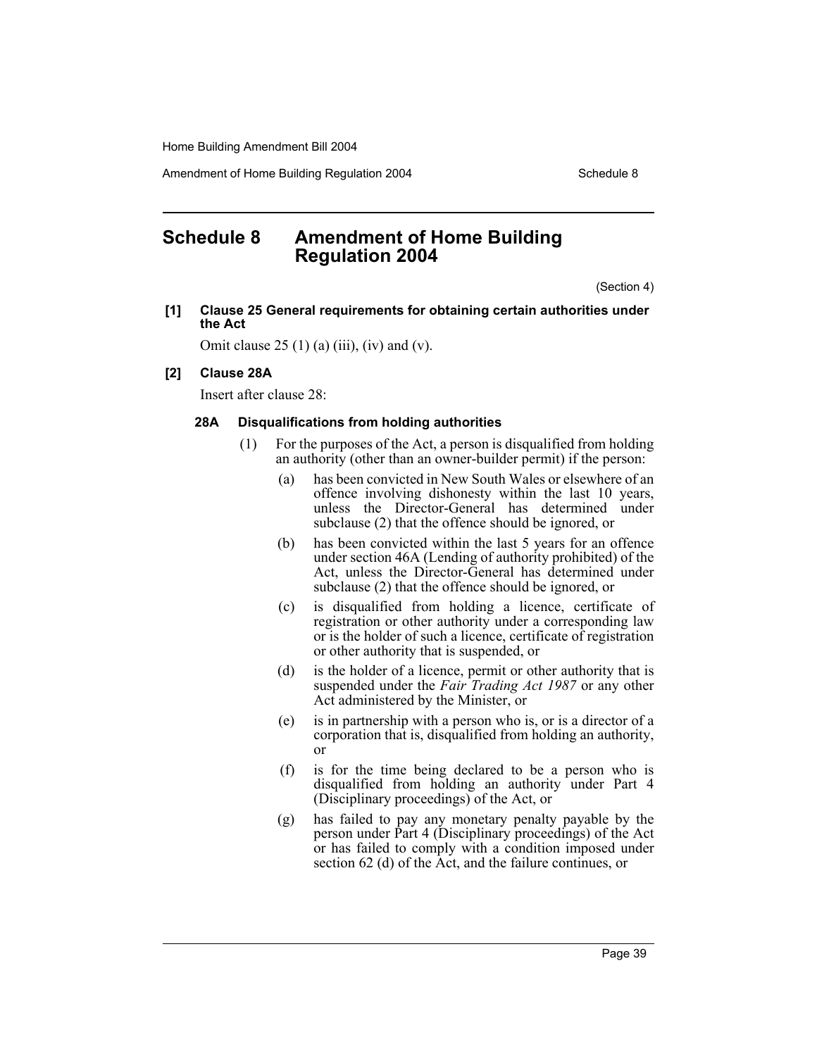# Schedule 8 Amendment of Home Building Regulation 2004

(Section 4)

**[1] Clause 25 General requirements for obtaining certain authorities under the Act**

Omit clause 25 (1) (a) (iii), (iv) and (v).

**[2] Clause 28A**

Insert after clause 28:

**28A Disqualifications from holding authorities**

(1) For the purposes of the Act, a person is disqualified from holding an authority (other than an owner-builder permit) if the person:

(a) has been convicted in New South Wales or elsewhere of an offence involving dishonesty within the last 10 years, unless the Director-General has determined under subclause (2) that the offence should be ignored, or

(b) has been convicted within the last 5 years for an offence under section 46A (Lending of authority prohibited) of the Act, unless the Director-General has determined under subclause (2) that the offence should be ignored, or

(c) is disqualified from holding a licence, certificate of registration or other authority under a corresponding law or is the holder of such a licence, certificate of registration or other authority that is suspended, or

(d) is the holder of a licence, permit or other authority that is suspended under the *Fair Trading Act 1987* or any other Act administered by the Minister, or

(e) is in partnership with a person who is, or is a director of a corporation that is, disqualified from holding an authority, or

(f) is for the time being declared to be a person who is disqualified from holding an authority under Part 4 (Disciplinary proceedings) of the Act, or

(g) has failed to pay any monetary penalty payable by the person under Part 4 (Disciplinary proceedings) of the Act or has failed to comply with a condition imposed under section 62 (d) of the Act, and the failure continues, or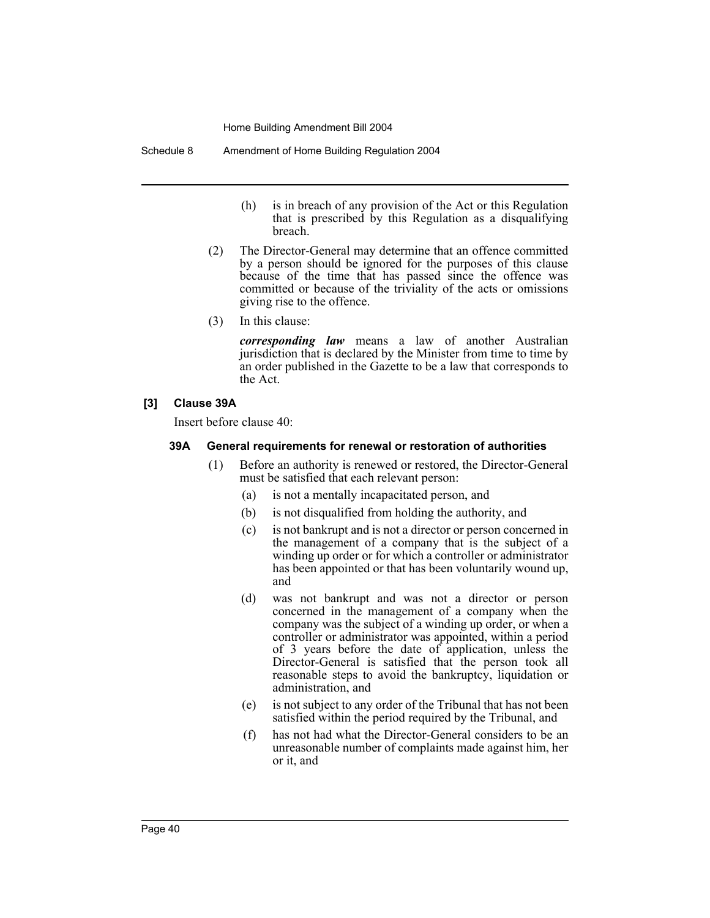(h) is in breach of any provision of the Act or this Regulation that is prescribed by this Regulation as a disqualifying breach.

(2) The Director-General may determine that an offence committed by a person should be ignored for the purposes of this clause because of the time that has passed since the offence was committed or because of the triviality of the acts or omissions giving rise to the offence.

(3) In this clause:

***corresponding law*** means a law of another Australian jurisdiction that is declared by the Minister from time to time by an order published in the Gazette to be a law that corresponds to the Act.

**[3] Clause 39A**

Insert before clause 40:

**39A General requirements for renewal or restoration of authorities**

(1) Before an authority is renewed or restored, the Director-General must be satisfied that each relevant person:

(a) is not a mentally incapacitated person, and

(b) is not disqualified from holding the authority, and

(c) is not bankrupt and is not a director or person concerned in the management of a company that is the subject of a winding up order or for which a controller or administrator has been appointed or that has been voluntarily wound up, and

(d) was not bankrupt and was not a director or person concerned in the management of a company when the company was the subject of a winding up order, or when a controller or administrator was appointed, within a period of 3 years before the date of application, unless the Director-General is satisfied that the person took all reasonable steps to avoid the bankruptcy, liquidation or administration, and

(e) is not subject to any order of the Tribunal that has not been satisfied within the period required by the Tribunal, and

(f) has not had what the Director-General considers to be an unreasonable number of complaints made against him, her or it, and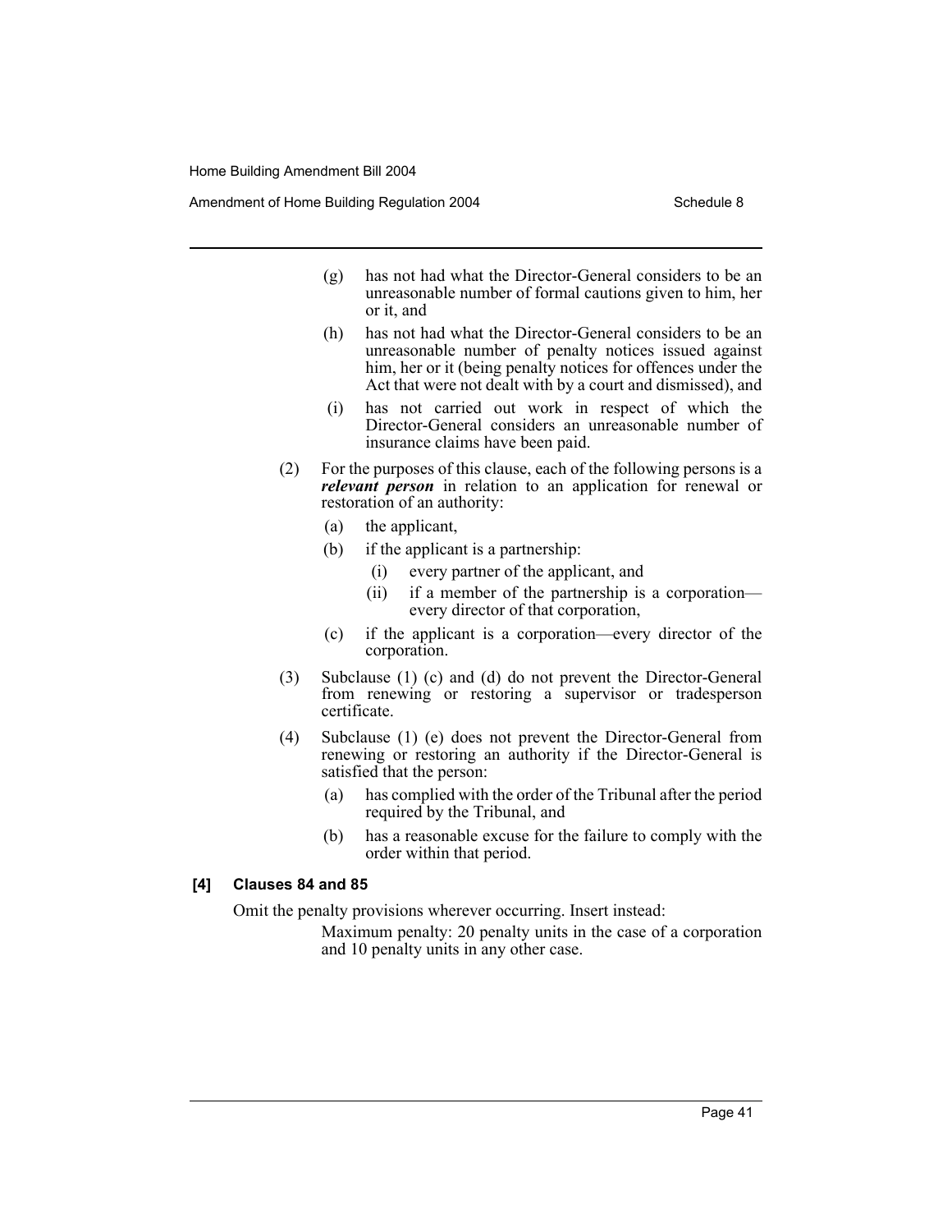(g) has not had what the Director-General considers to be an unreasonable number of formal cautions given to him, her or it, and

(h) has not had what the Director-General considers to be an unreasonable number of penalty notices issued against him, her or it (being penalty notices for offences under the Act that were not dealt with by a court and dismissed), and

(i) has not carried out work in respect of which the Director-General considers an unreasonable number of insurance claims have been paid.

(2) For the purposes of this clause, each of the following persons is a ***relevant person*** in relation to an application for renewal or restoration of an authority:

(a) the applicant,

(b) if the applicant is a partnership:

(i) every partner of the applicant, and

(ii) if a member of the partnership is a corporation—every director of that corporation,

(c) if the applicant is a corporation—every director of the corporation.

(3) Subclause (1) (c) and (d) do not prevent the Director-General from renewing or restoring a supervisor or tradesperson certificate.

(4) Subclause (1) (e) does not prevent the Director-General from renewing or restoring an authority if the Director-General is satisfied that the person:

(a) has complied with the order of the Tribunal after the period required by the Tribunal, and

(b) has a reasonable excuse for the failure to comply with the order within that period.

**[4] Clauses 84 and 85**

Omit the penalty provisions wherever occurring. Insert instead:

Maximum penalty: 20 penalty units in the case of a corporation and 10 penalty units in any other case.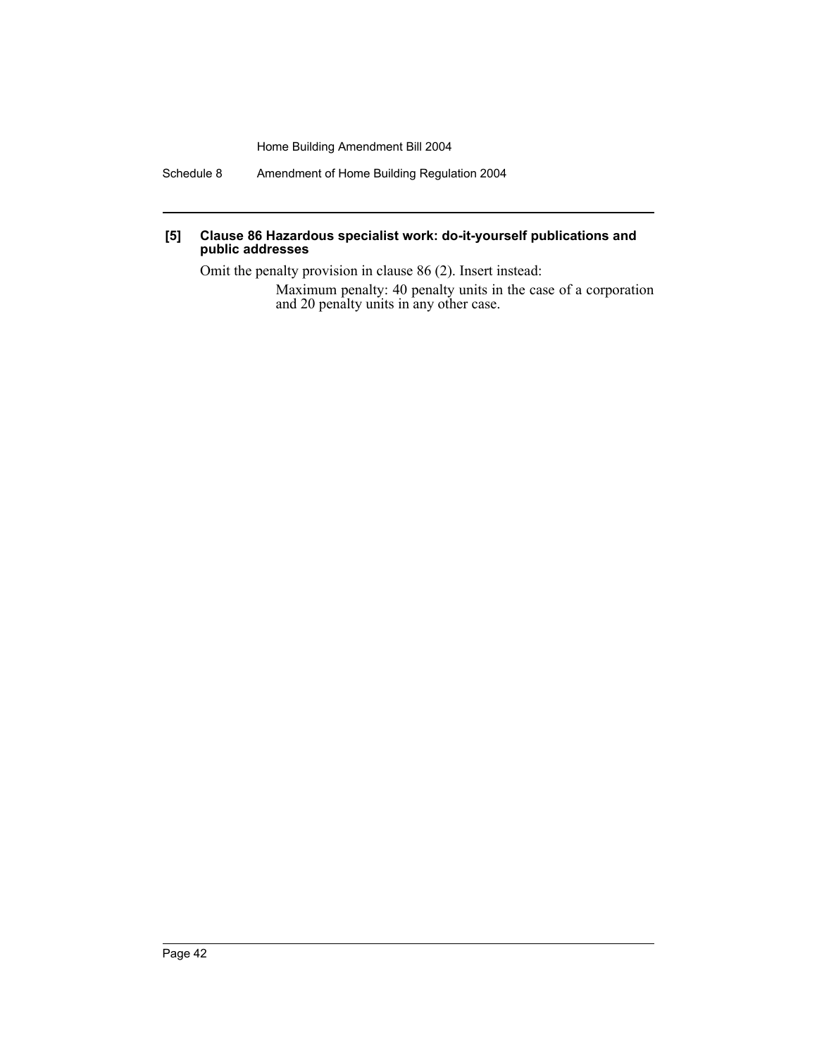**[5] Clause 86 Hazardous specialist work: do-it-yourself publications and public addresses**

Omit the penalty provision in clause 86 (2). Insert instead:

Maximum penalty: 40 penalty units in the case of a corporation and 20 penalty units in any other case.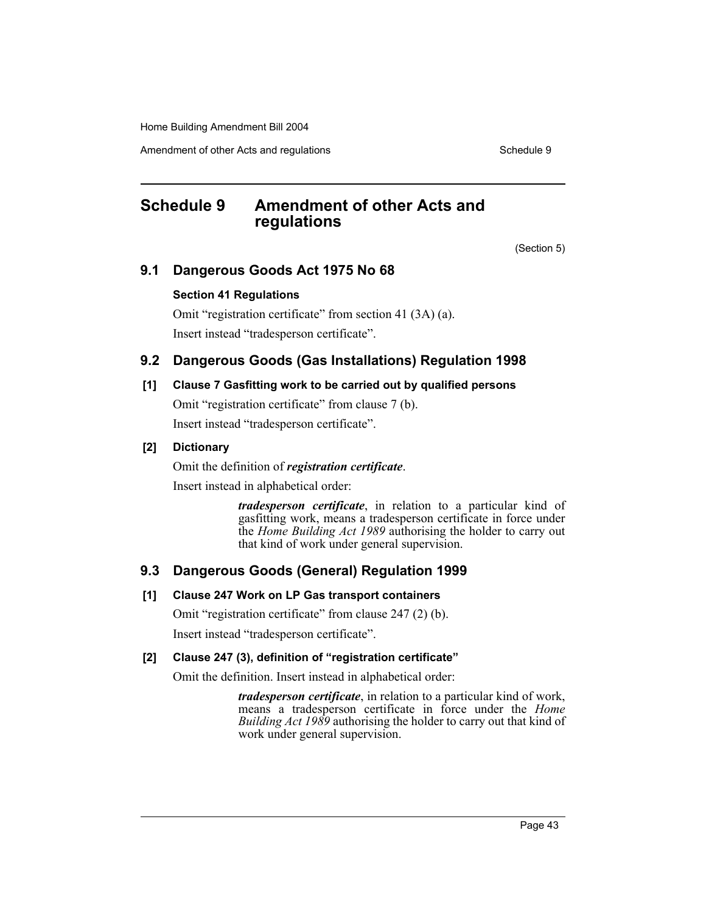# Schedule 9 Amendment of other Acts and regulations

(Section 5)

## 9.1 Dangerous Goods Act 1975 No 68

**Section 41 Regulations**

Omit "registration certificate" from section 41 (3A) (a).

Insert instead "tradesperson certificate".

## 9.2 Dangerous Goods (Gas Installations) Regulation 1998

**[1] Clause 7 Gasfitting work to be carried out by qualified persons**

Omit "registration certificate" from clause 7 (b).

Insert instead "tradesperson certificate".

**[2] Dictionary**

Omit the definition of ***registration certificate***.

Insert instead in alphabetical order:

> ***tradesperson certificate***, in relation to a particular kind of gasfitting work, means a tradesperson certificate in force under the *Home Building Act 1989* authorising the holder to carry out that kind of work under general supervision.

## 9.3 Dangerous Goods (General) Regulation 1999

**[1] Clause 247 Work on LP Gas transport containers**

Omit "registration certificate" from clause 247 (2) (b).

Insert instead "tradesperson certificate".

**[2] Clause 247 (3), definition of "registration certificate"**

Omit the definition. Insert instead in alphabetical order:

> ***tradesperson certificate***, in relation to a particular kind of work, means a tradesperson certificate in force under the *Home Building Act 1989* authorising the holder to carry out that kind of work under general supervision.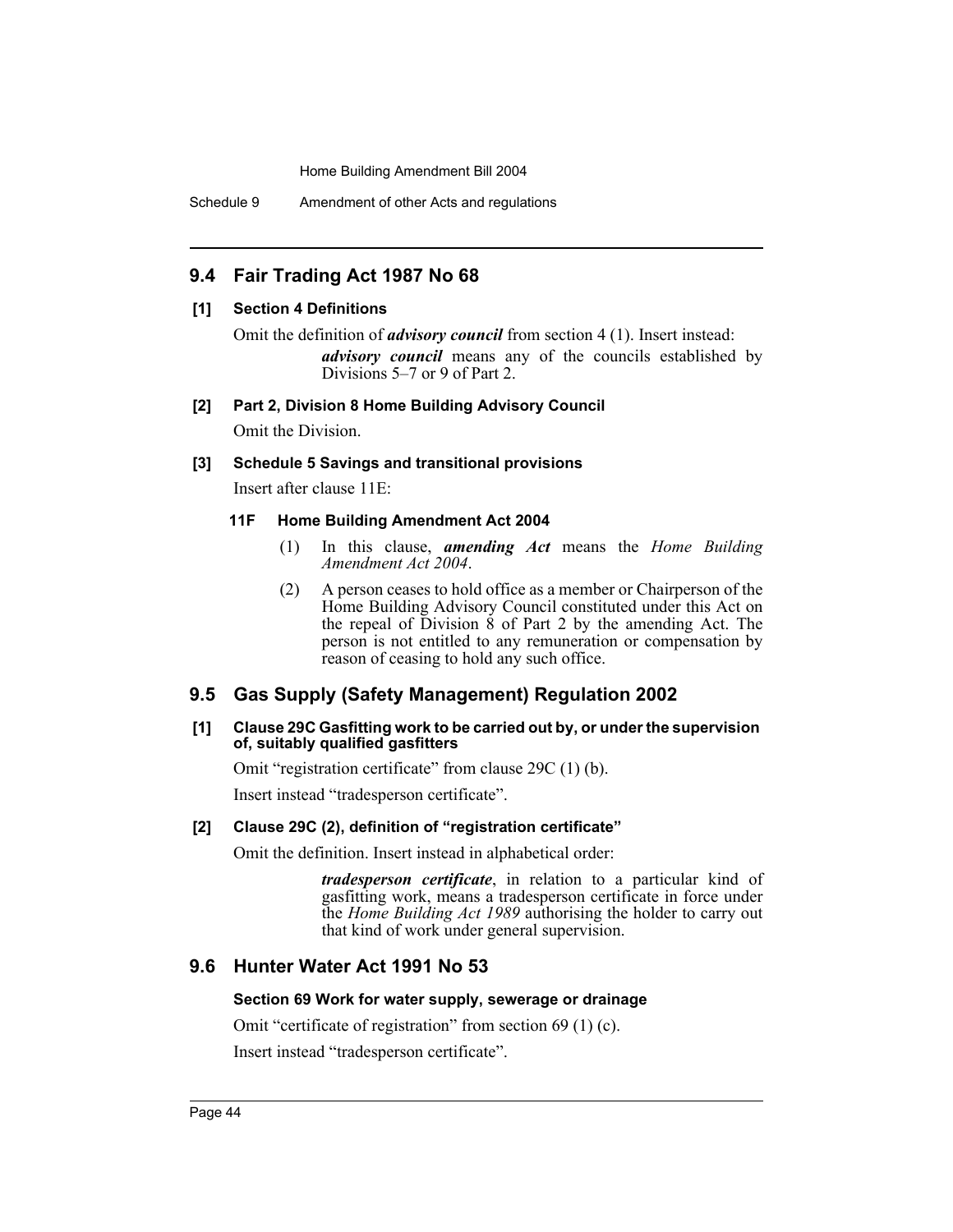## 9.4 Fair Trading Act 1987 No 68

### [1] Section 4 Definitions

Omit the definition of ***advisory council*** from section 4 (1). Insert instead:

> ***advisory council*** means any of the councils established by Divisions 5–7 or 9 of Part 2.

### [2] Part 2, Division 8 Home Building Advisory Council

Omit the Division.

### [3] Schedule 5 Savings and transitional provisions

Insert after clause 11E:

#### 11F Home Building Amendment Act 2004

(1) In this clause, ***amending Act*** means the *Home Building Amendment Act 2004*.

(2) A person ceases to hold office as a member or Chairperson of the Home Building Advisory Council constituted under this Act on the repeal of Division 8 of Part 2 by the amending Act. The person is not entitled to any remuneration or compensation by reason of ceasing to hold any such office.

## 9.5 Gas Supply (Safety Management) Regulation 2002

### [1] Clause 29C Gasfitting work to be carried out by, or under the supervision of, suitably qualified gasfitters

Omit "registration certificate" from clause 29C (1) (b).

Insert instead "tradesperson certificate".

### [2] Clause 29C (2), definition of "registration certificate"

Omit the definition. Insert instead in alphabetical order:

> ***tradesperson certificate***, in relation to a particular kind of gasfitting work, means a tradesperson certificate in force under the *Home Building Act 1989* authorising the holder to carry out that kind of work under general supervision.

## 9.6 Hunter Water Act 1991 No 53

### Section 69 Work for water supply, sewerage or drainage

Omit "certificate of registration" from section 69 (1) (c).

Insert instead "tradesperson certificate".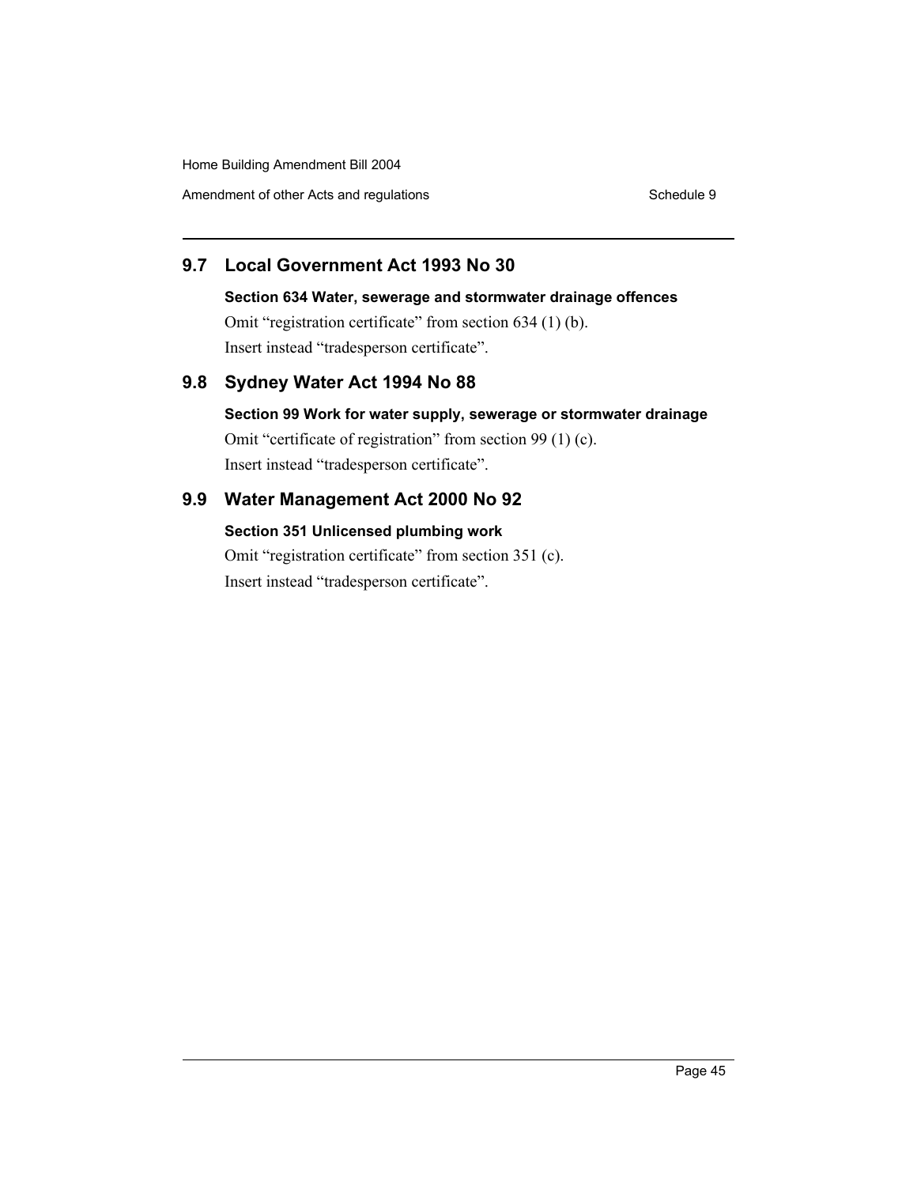## 9.7 Local Government Act 1993 No 30

**Section 634 Water, sewerage and stormwater drainage offences**

Omit "registration certificate" from section 634 (1) (b).

Insert instead "tradesperson certificate".

## 9.8 Sydney Water Act 1994 No 88

**Section 99 Work for water supply, sewerage or stormwater drainage**

Omit "certificate of registration" from section 99 (1) (c).

Insert instead "tradesperson certificate".

## 9.9 Water Management Act 2000 No 92

**Section 351 Unlicensed plumbing work**

Omit "registration certificate" from section 351 (c).

Insert instead "tradesperson certificate".